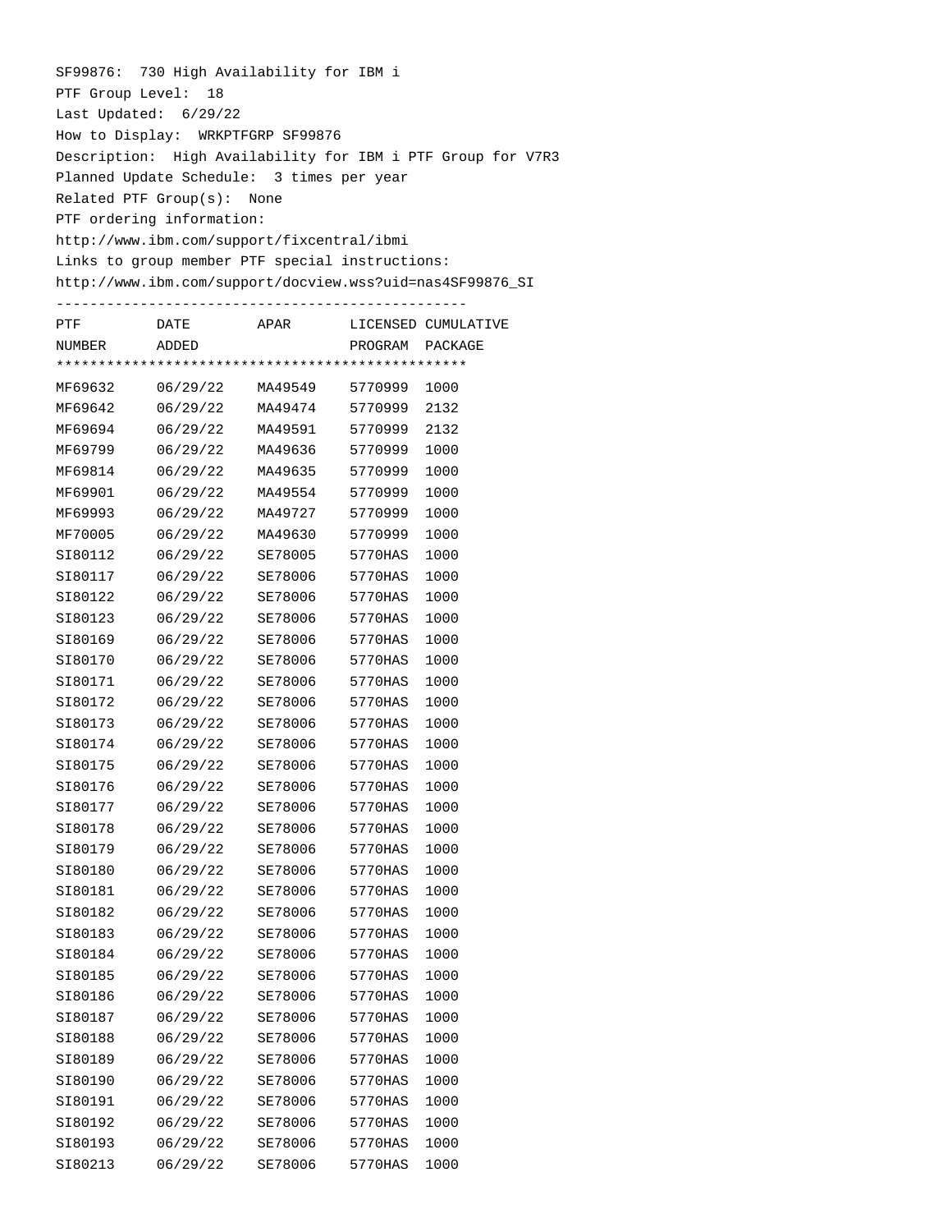SF99876: 730 High Availability for IBM i
PTF Group Level: 18
Last Updated: 6/29/22
How to Display: WRKPTFGRP SF99876
Description: High Availability for IBM i PTF Group for V7R3
Planned Update Schedule: 3 times per year
Related PTF Group(s): None
PTF ordering information:
http://www.ibm.com/support/fixcentral/ibmi
Links to group member PTF special instructions:
http://www.ibm.com/support/docview.wss?uid=nas4SF99876_SI

| PTF NUMBER | DATE ADDED | APAR | LICENSED PROGRAM | CUMULATIVE PACKAGE |
|---|---|---|---|---|
| MF69632 | 06/29/22 | MA49549 | 5770999 | 1000 |
| MF69642 | 06/29/22 | MA49474 | 5770999 | 2132 |
| MF69694 | 06/29/22 | MA49591 | 5770999 | 2132 |
| MF69799 | 06/29/22 | MA49636 | 5770999 | 1000 |
| MF69814 | 06/29/22 | MA49635 | 5770999 | 1000 |
| MF69901 | 06/29/22 | MA49554 | 5770999 | 1000 |
| MF69993 | 06/29/22 | MA49727 | 5770999 | 1000 |
| MF70005 | 06/29/22 | MA49630 | 5770999 | 1000 |
| SI80112 | 06/29/22 | SE78005 | 5770HAS | 1000 |
| SI80117 | 06/29/22 | SE78006 | 5770HAS | 1000 |
| SI80122 | 06/29/22 | SE78006 | 5770HAS | 1000 |
| SI80123 | 06/29/22 | SE78006 | 5770HAS | 1000 |
| SI80169 | 06/29/22 | SE78006 | 5770HAS | 1000 |
| SI80170 | 06/29/22 | SE78006 | 5770HAS | 1000 |
| SI80171 | 06/29/22 | SE78006 | 5770HAS | 1000 |
| SI80172 | 06/29/22 | SE78006 | 5770HAS | 1000 |
| SI80173 | 06/29/22 | SE78006 | 5770HAS | 1000 |
| SI80174 | 06/29/22 | SE78006 | 5770HAS | 1000 |
| SI80175 | 06/29/22 | SE78006 | 5770HAS | 1000 |
| SI80176 | 06/29/22 | SE78006 | 5770HAS | 1000 |
| SI80177 | 06/29/22 | SE78006 | 5770HAS | 1000 |
| SI80178 | 06/29/22 | SE78006 | 5770HAS | 1000 |
| SI80179 | 06/29/22 | SE78006 | 5770HAS | 1000 |
| SI80180 | 06/29/22 | SE78006 | 5770HAS | 1000 |
| SI80181 | 06/29/22 | SE78006 | 5770HAS | 1000 |
| SI80182 | 06/29/22 | SE78006 | 5770HAS | 1000 |
| SI80183 | 06/29/22 | SE78006 | 5770HAS | 1000 |
| SI80184 | 06/29/22 | SE78006 | 5770HAS | 1000 |
| SI80185 | 06/29/22 | SE78006 | 5770HAS | 1000 |
| SI80186 | 06/29/22 | SE78006 | 5770HAS | 1000 |
| SI80187 | 06/29/22 | SE78006 | 5770HAS | 1000 |
| SI80188 | 06/29/22 | SE78006 | 5770HAS | 1000 |
| SI80189 | 06/29/22 | SE78006 | 5770HAS | 1000 |
| SI80190 | 06/29/22 | SE78006 | 5770HAS | 1000 |
| SI80191 | 06/29/22 | SE78006 | 5770HAS | 1000 |
| SI80192 | 06/29/22 | SE78006 | 5770HAS | 1000 |
| SI80193 | 06/29/22 | SE78006 | 5770HAS | 1000 |
| SI80213 | 06/29/22 | SE78006 | 5770HAS | 1000 |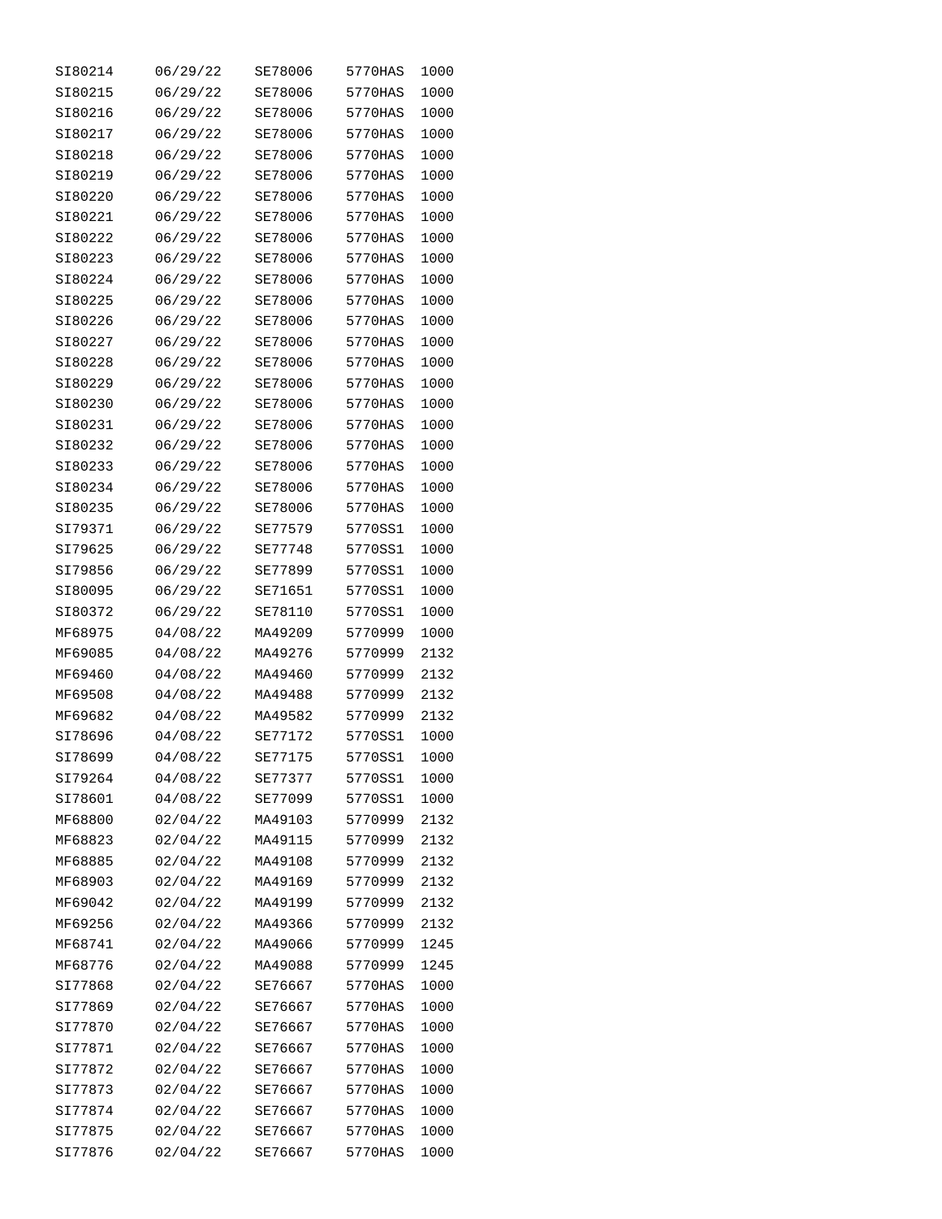```
SI80214    06/29/22    SE78006    5770HAS  1000
SI80215    06/29/22    SE78006    5770HAS  1000
SI80216    06/29/22    SE78006    5770HAS  1000
SI80217    06/29/22    SE78006    5770HAS  1000
SI80218    06/29/22    SE78006    5770HAS  1000
SI80219    06/29/22    SE78006    5770HAS  1000
SI80220    06/29/22    SE78006    5770HAS  1000
SI80221    06/29/22    SE78006    5770HAS  1000
SI80222    06/29/22    SE78006    5770HAS  1000
SI80223    06/29/22    SE78006    5770HAS  1000
SI80224    06/29/22    SE78006    5770HAS  1000
SI80225    06/29/22    SE78006    5770HAS  1000
SI80226    06/29/22    SE78006    5770HAS  1000
SI80227    06/29/22    SE78006    5770HAS  1000
SI80228    06/29/22    SE78006    5770HAS  1000
SI80229    06/29/22    SE78006    5770HAS  1000
SI80230    06/29/22    SE78006    5770HAS  1000
SI80231    06/29/22    SE78006    5770HAS  1000
SI80232    06/29/22    SE78006    5770HAS  1000
SI80233    06/29/22    SE78006    5770HAS  1000
SI80234    06/29/22    SE78006    5770HAS  1000
SI80235    06/29/22    SE78006    5770HAS  1000
SI79371    06/29/22    SE77579    5770SS1  1000
SI79625    06/29/22    SE77748    5770SS1  1000
SI79856    06/29/22    SE77899    5770SS1  1000
SI80095    06/29/22    SE71651    5770SS1  1000
SI80372    06/29/22    SE78110    5770SS1  1000
MF68975    04/08/22    MA49209    5770999  1000
MF69085    04/08/22    MA49276    5770999  2132
MF69460    04/08/22    MA49460    5770999  2132
MF69508    04/08/22    MA49488    5770999  2132
MF69682    04/08/22    MA49582    5770999  2132
SI78696    04/08/22    SE77172    5770SS1  1000
SI78699    04/08/22    SE77175    5770SS1  1000
SI79264    04/08/22    SE77377    5770SS1  1000
SI78601    04/08/22    SE77099    5770SS1  1000
MF68800    02/04/22    MA49103    5770999  2132
MF68823    02/04/22    MA49115    5770999  2132
MF68885    02/04/22    MA49108    5770999  2132
MF68903    02/04/22    MA49169    5770999  2132
MF69042    02/04/22    MA49199    5770999  2132
MF69256    02/04/22    MA49366    5770999  2132
MF68741    02/04/22    MA49066    5770999  1245
MF68776    02/04/22    MA49088    5770999  1245
SI77868    02/04/22    SE76667    5770HAS  1000
SI77869    02/04/22    SE76667    5770HAS  1000
SI77870    02/04/22    SE76667    5770HAS  1000
SI77871    02/04/22    SE76667    5770HAS  1000
SI77872    02/04/22    SE76667    5770HAS  1000
SI77873    02/04/22    SE76667    5770HAS  1000
SI77874    02/04/22    SE76667    5770HAS  1000
SI77875    02/04/22    SE76667    5770HAS  1000
SI77876    02/04/22    SE76667    5770HAS  1000
```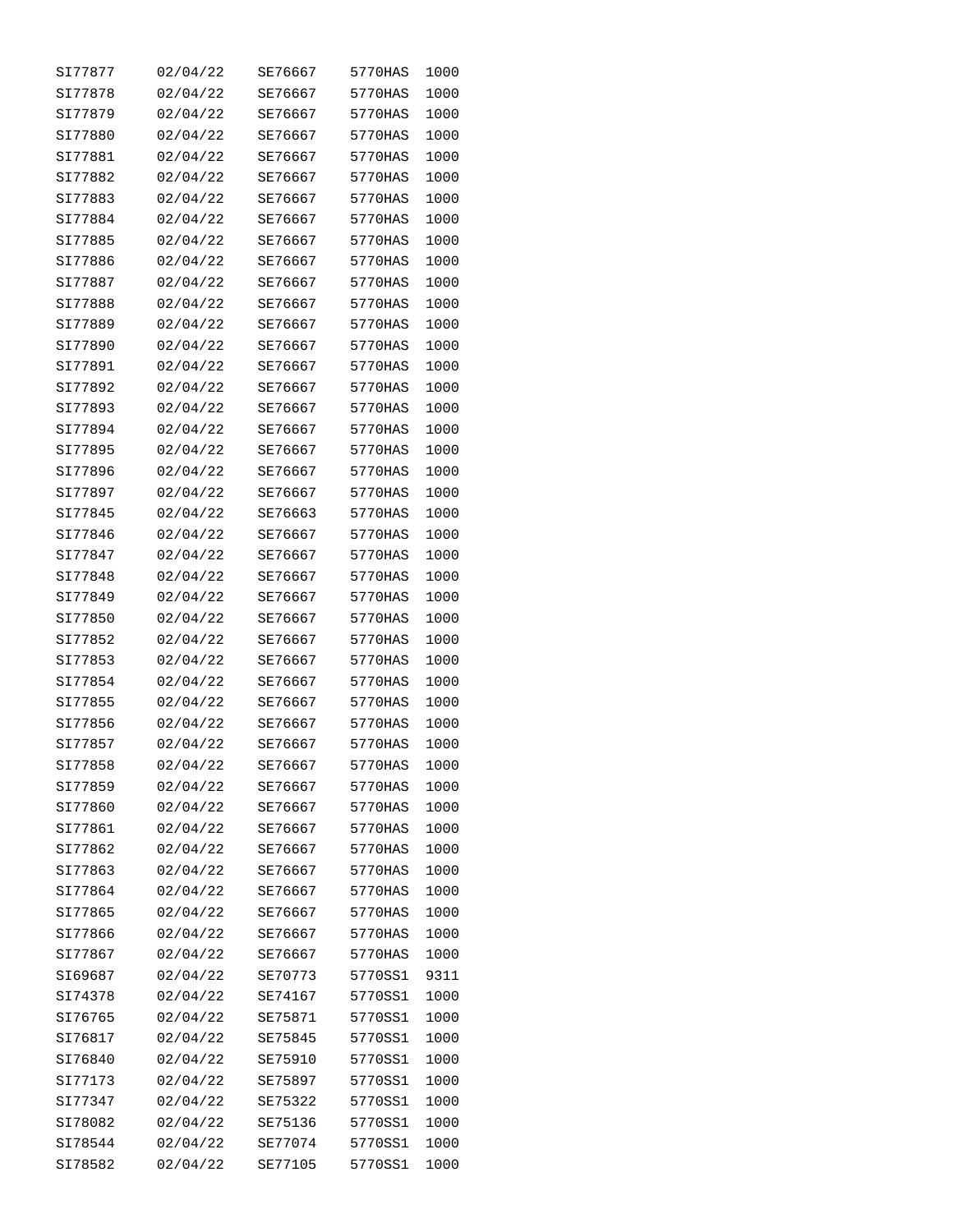| | | | | |
|---|---|---|---|---|
| SI77877 | 02/04/22 | SE76667 | 5770HAS | 1000 |
| SI77878 | 02/04/22 | SE76667 | 5770HAS | 1000 |
| SI77879 | 02/04/22 | SE76667 | 5770HAS | 1000 |
| SI77880 | 02/04/22 | SE76667 | 5770HAS | 1000 |
| SI77881 | 02/04/22 | SE76667 | 5770HAS | 1000 |
| SI77882 | 02/04/22 | SE76667 | 5770HAS | 1000 |
| SI77883 | 02/04/22 | SE76667 | 5770HAS | 1000 |
| SI77884 | 02/04/22 | SE76667 | 5770HAS | 1000 |
| SI77885 | 02/04/22 | SE76667 | 5770HAS | 1000 |
| SI77886 | 02/04/22 | SE76667 | 5770HAS | 1000 |
| SI77887 | 02/04/22 | SE76667 | 5770HAS | 1000 |
| SI77888 | 02/04/22 | SE76667 | 5770HAS | 1000 |
| SI77889 | 02/04/22 | SE76667 | 5770HAS | 1000 |
| SI77890 | 02/04/22 | SE76667 | 5770HAS | 1000 |
| SI77891 | 02/04/22 | SE76667 | 5770HAS | 1000 |
| SI77892 | 02/04/22 | SE76667 | 5770HAS | 1000 |
| SI77893 | 02/04/22 | SE76667 | 5770HAS | 1000 |
| SI77894 | 02/04/22 | SE76667 | 5770HAS | 1000 |
| SI77895 | 02/04/22 | SE76667 | 5770HAS | 1000 |
| SI77896 | 02/04/22 | SE76667 | 5770HAS | 1000 |
| SI77897 | 02/04/22 | SE76667 | 5770HAS | 1000 |
| SI77845 | 02/04/22 | SE76663 | 5770HAS | 1000 |
| SI77846 | 02/04/22 | SE76667 | 5770HAS | 1000 |
| SI77847 | 02/04/22 | SE76667 | 5770HAS | 1000 |
| SI77848 | 02/04/22 | SE76667 | 5770HAS | 1000 |
| SI77849 | 02/04/22 | SE76667 | 5770HAS | 1000 |
| SI77850 | 02/04/22 | SE76667 | 5770HAS | 1000 |
| SI77852 | 02/04/22 | SE76667 | 5770HAS | 1000 |
| SI77853 | 02/04/22 | SE76667 | 5770HAS | 1000 |
| SI77854 | 02/04/22 | SE76667 | 5770HAS | 1000 |
| SI77855 | 02/04/22 | SE76667 | 5770HAS | 1000 |
| SI77856 | 02/04/22 | SE76667 | 5770HAS | 1000 |
| SI77857 | 02/04/22 | SE76667 | 5770HAS | 1000 |
| SI77858 | 02/04/22 | SE76667 | 5770HAS | 1000 |
| SI77859 | 02/04/22 | SE76667 | 5770HAS | 1000 |
| SI77860 | 02/04/22 | SE76667 | 5770HAS | 1000 |
| SI77861 | 02/04/22 | SE76667 | 5770HAS | 1000 |
| SI77862 | 02/04/22 | SE76667 | 5770HAS | 1000 |
| SI77863 | 02/04/22 | SE76667 | 5770HAS | 1000 |
| SI77864 | 02/04/22 | SE76667 | 5770HAS | 1000 |
| SI77865 | 02/04/22 | SE76667 | 5770HAS | 1000 |
| SI77866 | 02/04/22 | SE76667 | 5770HAS | 1000 |
| SI77867 | 02/04/22 | SE76667 | 5770HAS | 1000 |
| SI69687 | 02/04/22 | SE70773 | 5770SS1 | 9311 |
| SI74378 | 02/04/22 | SE74167 | 5770SS1 | 1000 |
| SI76765 | 02/04/22 | SE75871 | 5770SS1 | 1000 |
| SI76817 | 02/04/22 | SE75845 | 5770SS1 | 1000 |
| SI76840 | 02/04/22 | SE75910 | 5770SS1 | 1000 |
| SI77173 | 02/04/22 | SE75897 | 5770SS1 | 1000 |
| SI77347 | 02/04/22 | SE75322 | 5770SS1 | 1000 |
| SI78082 | 02/04/22 | SE75136 | 5770SS1 | 1000 |
| SI78544 | 02/04/22 | SE77074 | 5770SS1 | 1000 |
| SI78582 | 02/04/22 | SE77105 | 5770SS1 | 1000 |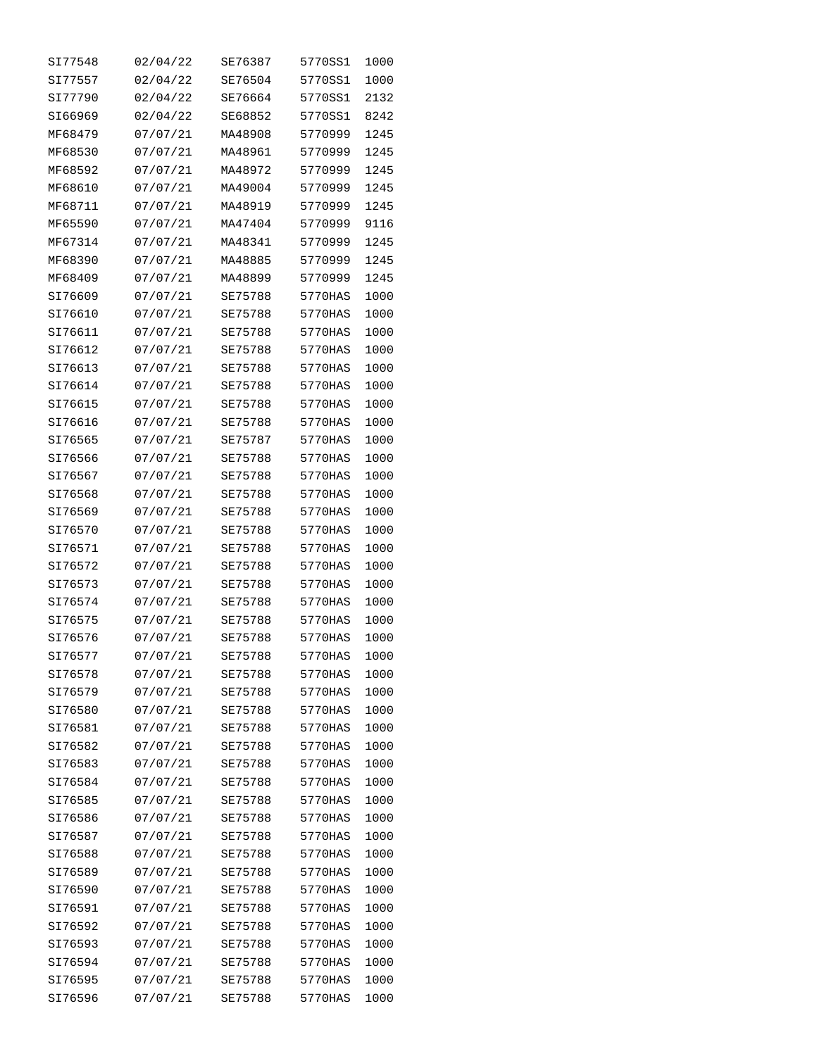| | | | | |
|---|---|---|---|---|
| SI77548 | 02/04/22 | SE76387 | 5770SS1 | 1000 |
| SI77557 | 02/04/22 | SE76504 | 5770SS1 | 1000 |
| SI77790 | 02/04/22 | SE76664 | 5770SS1 | 2132 |
| SI66969 | 02/04/22 | SE68852 | 5770SS1 | 8242 |
| MF68479 | 07/07/21 | MA48908 | 5770999 | 1245 |
| MF68530 | 07/07/21 | MA48961 | 5770999 | 1245 |
| MF68592 | 07/07/21 | MA48972 | 5770999 | 1245 |
| MF68610 | 07/07/21 | MA49004 | 5770999 | 1245 |
| MF68711 | 07/07/21 | MA48919 | 5770999 | 1245 |
| MF65590 | 07/07/21 | MA47404 | 5770999 | 9116 |
| MF67314 | 07/07/21 | MA48341 | 5770999 | 1245 |
| MF68390 | 07/07/21 | MA48885 | 5770999 | 1245 |
| MF68409 | 07/07/21 | MA48899 | 5770999 | 1245 |
| SI76609 | 07/07/21 | SE75788 | 5770HAS | 1000 |
| SI76610 | 07/07/21 | SE75788 | 5770HAS | 1000 |
| SI76611 | 07/07/21 | SE75788 | 5770HAS | 1000 |
| SI76612 | 07/07/21 | SE75788 | 5770HAS | 1000 |
| SI76613 | 07/07/21 | SE75788 | 5770HAS | 1000 |
| SI76614 | 07/07/21 | SE75788 | 5770HAS | 1000 |
| SI76615 | 07/07/21 | SE75788 | 5770HAS | 1000 |
| SI76616 | 07/07/21 | SE75788 | 5770HAS | 1000 |
| SI76565 | 07/07/21 | SE75787 | 5770HAS | 1000 |
| SI76566 | 07/07/21 | SE75788 | 5770HAS | 1000 |
| SI76567 | 07/07/21 | SE75788 | 5770HAS | 1000 |
| SI76568 | 07/07/21 | SE75788 | 5770HAS | 1000 |
| SI76569 | 07/07/21 | SE75788 | 5770HAS | 1000 |
| SI76570 | 07/07/21 | SE75788 | 5770HAS | 1000 |
| SI76571 | 07/07/21 | SE75788 | 5770HAS | 1000 |
| SI76572 | 07/07/21 | SE75788 | 5770HAS | 1000 |
| SI76573 | 07/07/21 | SE75788 | 5770HAS | 1000 |
| SI76574 | 07/07/21 | SE75788 | 5770HAS | 1000 |
| SI76575 | 07/07/21 | SE75788 | 5770HAS | 1000 |
| SI76576 | 07/07/21 | SE75788 | 5770HAS | 1000 |
| SI76577 | 07/07/21 | SE75788 | 5770HAS | 1000 |
| SI76578 | 07/07/21 | SE75788 | 5770HAS | 1000 |
| SI76579 | 07/07/21 | SE75788 | 5770HAS | 1000 |
| SI76580 | 07/07/21 | SE75788 | 5770HAS | 1000 |
| SI76581 | 07/07/21 | SE75788 | 5770HAS | 1000 |
| SI76582 | 07/07/21 | SE75788 | 5770HAS | 1000 |
| SI76583 | 07/07/21 | SE75788 | 5770HAS | 1000 |
| SI76584 | 07/07/21 | SE75788 | 5770HAS | 1000 |
| SI76585 | 07/07/21 | SE75788 | 5770HAS | 1000 |
| SI76586 | 07/07/21 | SE75788 | 5770HAS | 1000 |
| SI76587 | 07/07/21 | SE75788 | 5770HAS | 1000 |
| SI76588 | 07/07/21 | SE75788 | 5770HAS | 1000 |
| SI76589 | 07/07/21 | SE75788 | 5770HAS | 1000 |
| SI76590 | 07/07/21 | SE75788 | 5770HAS | 1000 |
| SI76591 | 07/07/21 | SE75788 | 5770HAS | 1000 |
| SI76592 | 07/07/21 | SE75788 | 5770HAS | 1000 |
| SI76593 | 07/07/21 | SE75788 | 5770HAS | 1000 |
| SI76594 | 07/07/21 | SE75788 | 5770HAS | 1000 |
| SI76595 | 07/07/21 | SE75788 | 5770HAS | 1000 |
| SI76596 | 07/07/21 | SE75788 | 5770HAS | 1000 |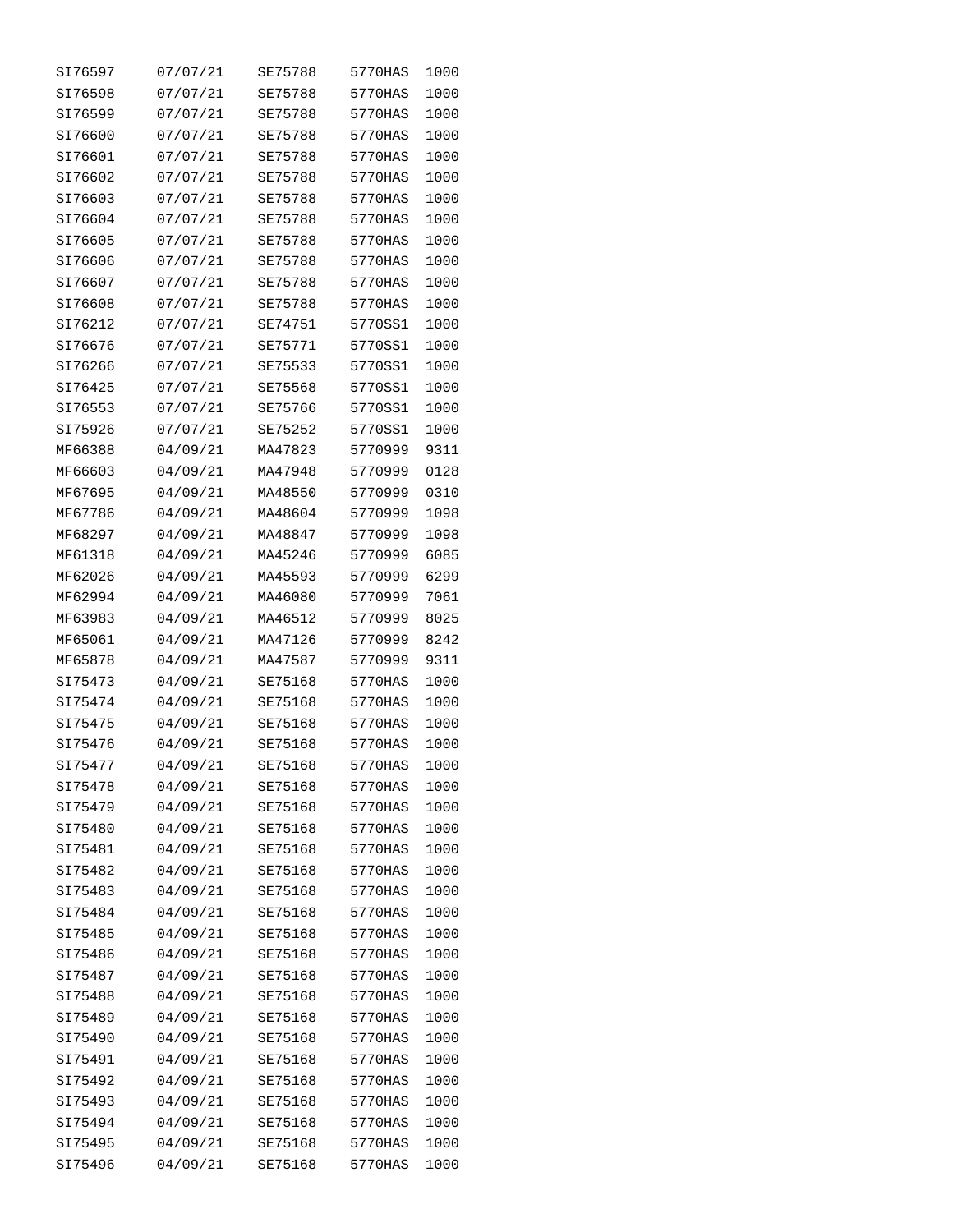| | | | | |
|---|---|---|---|---|
| SI76597 | 07/07/21 | SE75788 | 5770HAS | 1000 |
| SI76598 | 07/07/21 | SE75788 | 5770HAS | 1000 |
| SI76599 | 07/07/21 | SE75788 | 5770HAS | 1000 |
| SI76600 | 07/07/21 | SE75788 | 5770HAS | 1000 |
| SI76601 | 07/07/21 | SE75788 | 5770HAS | 1000 |
| SI76602 | 07/07/21 | SE75788 | 5770HAS | 1000 |
| SI76603 | 07/07/21 | SE75788 | 5770HAS | 1000 |
| SI76604 | 07/07/21 | SE75788 | 5770HAS | 1000 |
| SI76605 | 07/07/21 | SE75788 | 5770HAS | 1000 |
| SI76606 | 07/07/21 | SE75788 | 5770HAS | 1000 |
| SI76607 | 07/07/21 | SE75788 | 5770HAS | 1000 |
| SI76608 | 07/07/21 | SE75788 | 5770HAS | 1000 |
| SI76212 | 07/07/21 | SE74751 | 5770SS1 | 1000 |
| SI76676 | 07/07/21 | SE75771 | 5770SS1 | 1000 |
| SI76266 | 07/07/21 | SE75533 | 5770SS1 | 1000 |
| SI76425 | 07/07/21 | SE75568 | 5770SS1 | 1000 |
| SI76553 | 07/07/21 | SE75766 | 5770SS1 | 1000 |
| SI75926 | 07/07/21 | SE75252 | 5770SS1 | 1000 |
| MF66388 | 04/09/21 | MA47823 | 5770999 | 9311 |
| MF66603 | 04/09/21 | MA47948 | 5770999 | 0128 |
| MF67695 | 04/09/21 | MA48550 | 5770999 | 0310 |
| MF67786 | 04/09/21 | MA48604 | 5770999 | 1098 |
| MF68297 | 04/09/21 | MA48847 | 5770999 | 1098 |
| MF61318 | 04/09/21 | MA45246 | 5770999 | 6085 |
| MF62026 | 04/09/21 | MA45593 | 5770999 | 6299 |
| MF62994 | 04/09/21 | MA46080 | 5770999 | 7061 |
| MF63983 | 04/09/21 | MA46512 | 5770999 | 8025 |
| MF65061 | 04/09/21 | MA47126 | 5770999 | 8242 |
| MF65878 | 04/09/21 | MA47587 | 5770999 | 9311 |
| SI75473 | 04/09/21 | SE75168 | 5770HAS | 1000 |
| SI75474 | 04/09/21 | SE75168 | 5770HAS | 1000 |
| SI75475 | 04/09/21 | SE75168 | 5770HAS | 1000 |
| SI75476 | 04/09/21 | SE75168 | 5770HAS | 1000 |
| SI75477 | 04/09/21 | SE75168 | 5770HAS | 1000 |
| SI75478 | 04/09/21 | SE75168 | 5770HAS | 1000 |
| SI75479 | 04/09/21 | SE75168 | 5770HAS | 1000 |
| SI75480 | 04/09/21 | SE75168 | 5770HAS | 1000 |
| SI75481 | 04/09/21 | SE75168 | 5770HAS | 1000 |
| SI75482 | 04/09/21 | SE75168 | 5770HAS | 1000 |
| SI75483 | 04/09/21 | SE75168 | 5770HAS | 1000 |
| SI75484 | 04/09/21 | SE75168 | 5770HAS | 1000 |
| SI75485 | 04/09/21 | SE75168 | 5770HAS | 1000 |
| SI75486 | 04/09/21 | SE75168 | 5770HAS | 1000 |
| SI75487 | 04/09/21 | SE75168 | 5770HAS | 1000 |
| SI75488 | 04/09/21 | SE75168 | 5770HAS | 1000 |
| SI75489 | 04/09/21 | SE75168 | 5770HAS | 1000 |
| SI75490 | 04/09/21 | SE75168 | 5770HAS | 1000 |
| SI75491 | 04/09/21 | SE75168 | 5770HAS | 1000 |
| SI75492 | 04/09/21 | SE75168 | 5770HAS | 1000 |
| SI75493 | 04/09/21 | SE75168 | 5770HAS | 1000 |
| SI75494 | 04/09/21 | SE75168 | 5770HAS | 1000 |
| SI75495 | 04/09/21 | SE75168 | 5770HAS | 1000 |
| SI75496 | 04/09/21 | SE75168 | 5770HAS | 1000 |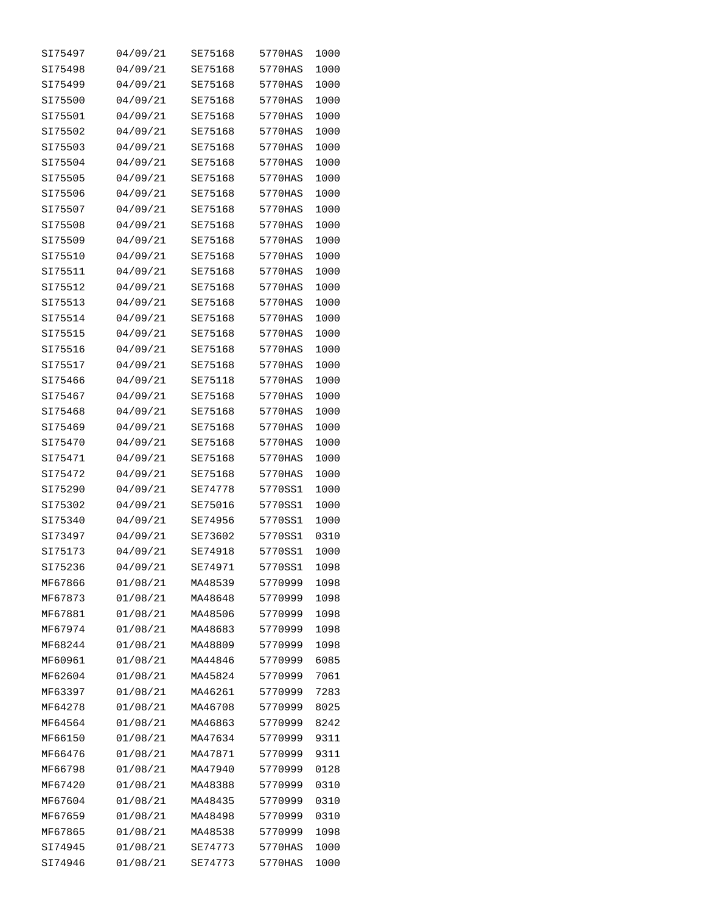| | | | | |
|---|---|---|---|---|
| SI75497 | 04/09/21 | SE75168 | 5770HAS | 1000 |
| SI75498 | 04/09/21 | SE75168 | 5770HAS | 1000 |
| SI75499 | 04/09/21 | SE75168 | 5770HAS | 1000 |
| SI75500 | 04/09/21 | SE75168 | 5770HAS | 1000 |
| SI75501 | 04/09/21 | SE75168 | 5770HAS | 1000 |
| SI75502 | 04/09/21 | SE75168 | 5770HAS | 1000 |
| SI75503 | 04/09/21 | SE75168 | 5770HAS | 1000 |
| SI75504 | 04/09/21 | SE75168 | 5770HAS | 1000 |
| SI75505 | 04/09/21 | SE75168 | 5770HAS | 1000 |
| SI75506 | 04/09/21 | SE75168 | 5770HAS | 1000 |
| SI75507 | 04/09/21 | SE75168 | 5770HAS | 1000 |
| SI75508 | 04/09/21 | SE75168 | 5770HAS | 1000 |
| SI75509 | 04/09/21 | SE75168 | 5770HAS | 1000 |
| SI75510 | 04/09/21 | SE75168 | 5770HAS | 1000 |
| SI75511 | 04/09/21 | SE75168 | 5770HAS | 1000 |
| SI75512 | 04/09/21 | SE75168 | 5770HAS | 1000 |
| SI75513 | 04/09/21 | SE75168 | 5770HAS | 1000 |
| SI75514 | 04/09/21 | SE75168 | 5770HAS | 1000 |
| SI75515 | 04/09/21 | SE75168 | 5770HAS | 1000 |
| SI75516 | 04/09/21 | SE75168 | 5770HAS | 1000 |
| SI75517 | 04/09/21 | SE75168 | 5770HAS | 1000 |
| SI75466 | 04/09/21 | SE75118 | 5770HAS | 1000 |
| SI75467 | 04/09/21 | SE75168 | 5770HAS | 1000 |
| SI75468 | 04/09/21 | SE75168 | 5770HAS | 1000 |
| SI75469 | 04/09/21 | SE75168 | 5770HAS | 1000 |
| SI75470 | 04/09/21 | SE75168 | 5770HAS | 1000 |
| SI75471 | 04/09/21 | SE75168 | 5770HAS | 1000 |
| SI75472 | 04/09/21 | SE75168 | 5770HAS | 1000 |
| SI75290 | 04/09/21 | SE74778 | 5770SS1 | 1000 |
| SI75302 | 04/09/21 | SE75016 | 5770SS1 | 1000 |
| SI75340 | 04/09/21 | SE74956 | 5770SS1 | 1000 |
| SI73497 | 04/09/21 | SE73602 | 5770SS1 | 0310 |
| SI75173 | 04/09/21 | SE74918 | 5770SS1 | 1000 |
| SI75236 | 04/09/21 | SE74971 | 5770SS1 | 1098 |
| MF67866 | 01/08/21 | MA48539 | 5770999 | 1098 |
| MF67873 | 01/08/21 | MA48648 | 5770999 | 1098 |
| MF67881 | 01/08/21 | MA48506 | 5770999 | 1098 |
| MF67974 | 01/08/21 | MA48683 | 5770999 | 1098 |
| MF68244 | 01/08/21 | MA48809 | 5770999 | 1098 |
| MF60961 | 01/08/21 | MA44846 | 5770999 | 6085 |
| MF62604 | 01/08/21 | MA45824 | 5770999 | 7061 |
| MF63397 | 01/08/21 | MA46261 | 5770999 | 7283 |
| MF64278 | 01/08/21 | MA46708 | 5770999 | 8025 |
| MF64564 | 01/08/21 | MA46863 | 5770999 | 8242 |
| MF66150 | 01/08/21 | MA47634 | 5770999 | 9311 |
| MF66476 | 01/08/21 | MA47871 | 5770999 | 9311 |
| MF66798 | 01/08/21 | MA47940 | 5770999 | 0128 |
| MF67420 | 01/08/21 | MA48388 | 5770999 | 0310 |
| MF67604 | 01/08/21 | MA48435 | 5770999 | 0310 |
| MF67659 | 01/08/21 | MA48498 | 5770999 | 0310 |
| MF67865 | 01/08/21 | MA48538 | 5770999 | 1098 |
| SI74945 | 01/08/21 | SE74773 | 5770HAS | 1000 |
| SI74946 | 01/08/21 | SE74773 | 5770HAS | 1000 |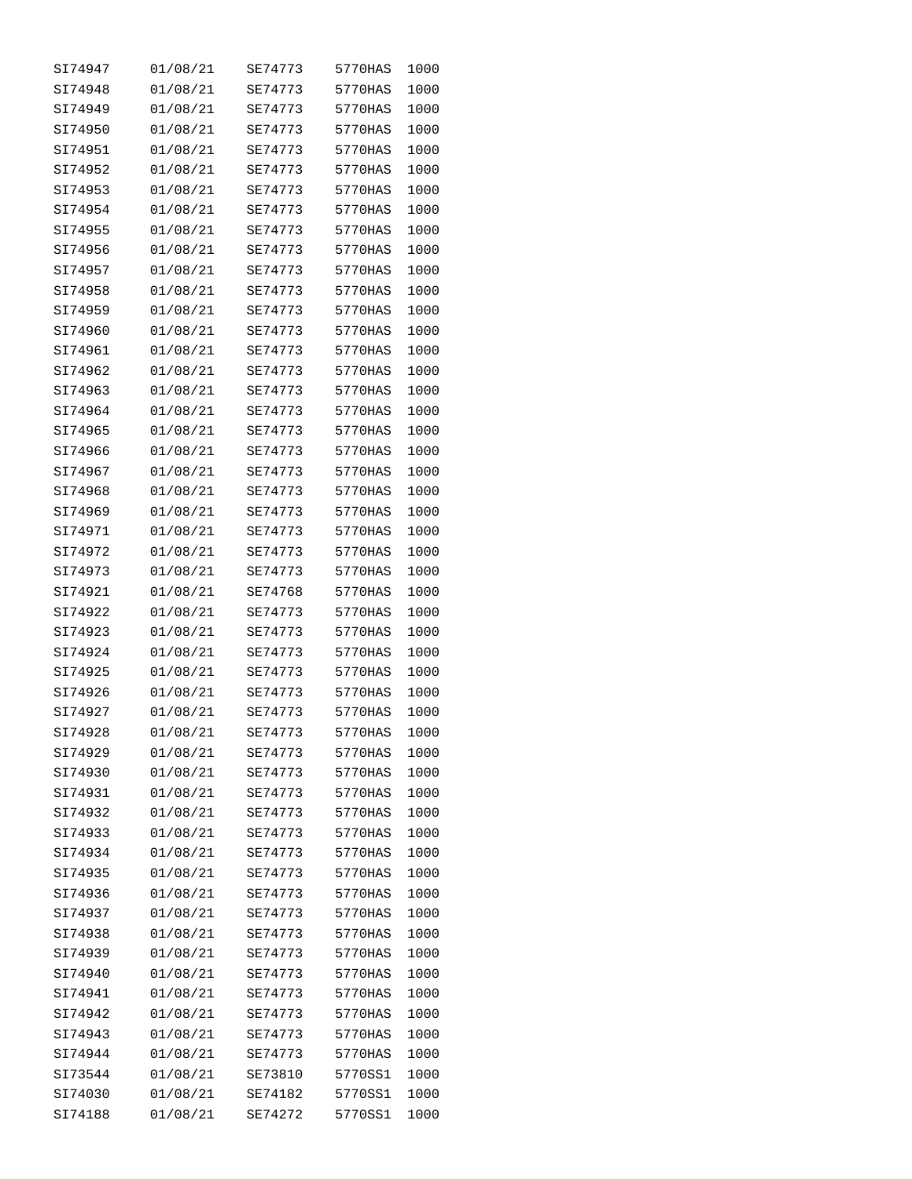| | | | | |
|---|---|---|---|---|
| SI74947 | 01/08/21 | SE74773 | 5770HAS | 1000 |
| SI74948 | 01/08/21 | SE74773 | 5770HAS | 1000 |
| SI74949 | 01/08/21 | SE74773 | 5770HAS | 1000 |
| SI74950 | 01/08/21 | SE74773 | 5770HAS | 1000 |
| SI74951 | 01/08/21 | SE74773 | 5770HAS | 1000 |
| SI74952 | 01/08/21 | SE74773 | 5770HAS | 1000 |
| SI74953 | 01/08/21 | SE74773 | 5770HAS | 1000 |
| SI74954 | 01/08/21 | SE74773 | 5770HAS | 1000 |
| SI74955 | 01/08/21 | SE74773 | 5770HAS | 1000 |
| SI74956 | 01/08/21 | SE74773 | 5770HAS | 1000 |
| SI74957 | 01/08/21 | SE74773 | 5770HAS | 1000 |
| SI74958 | 01/08/21 | SE74773 | 5770HAS | 1000 |
| SI74959 | 01/08/21 | SE74773 | 5770HAS | 1000 |
| SI74960 | 01/08/21 | SE74773 | 5770HAS | 1000 |
| SI74961 | 01/08/21 | SE74773 | 5770HAS | 1000 |
| SI74962 | 01/08/21 | SE74773 | 5770HAS | 1000 |
| SI74963 | 01/08/21 | SE74773 | 5770HAS | 1000 |
| SI74964 | 01/08/21 | SE74773 | 5770HAS | 1000 |
| SI74965 | 01/08/21 | SE74773 | 5770HAS | 1000 |
| SI74966 | 01/08/21 | SE74773 | 5770HAS | 1000 |
| SI74967 | 01/08/21 | SE74773 | 5770HAS | 1000 |
| SI74968 | 01/08/21 | SE74773 | 5770HAS | 1000 |
| SI74969 | 01/08/21 | SE74773 | 5770HAS | 1000 |
| SI74971 | 01/08/21 | SE74773 | 5770HAS | 1000 |
| SI74972 | 01/08/21 | SE74773 | 5770HAS | 1000 |
| SI74973 | 01/08/21 | SE74773 | 5770HAS | 1000 |
| SI74921 | 01/08/21 | SE74768 | 5770HAS | 1000 |
| SI74922 | 01/08/21 | SE74773 | 5770HAS | 1000 |
| SI74923 | 01/08/21 | SE74773 | 5770HAS | 1000 |
| SI74924 | 01/08/21 | SE74773 | 5770HAS | 1000 |
| SI74925 | 01/08/21 | SE74773 | 5770HAS | 1000 |
| SI74926 | 01/08/21 | SE74773 | 5770HAS | 1000 |
| SI74927 | 01/08/21 | SE74773 | 5770HAS | 1000 |
| SI74928 | 01/08/21 | SE74773 | 5770HAS | 1000 |
| SI74929 | 01/08/21 | SE74773 | 5770HAS | 1000 |
| SI74930 | 01/08/21 | SE74773 | 5770HAS | 1000 |
| SI74931 | 01/08/21 | SE74773 | 5770HAS | 1000 |
| SI74932 | 01/08/21 | SE74773 | 5770HAS | 1000 |
| SI74933 | 01/08/21 | SE74773 | 5770HAS | 1000 |
| SI74934 | 01/08/21 | SE74773 | 5770HAS | 1000 |
| SI74935 | 01/08/21 | SE74773 | 5770HAS | 1000 |
| SI74936 | 01/08/21 | SE74773 | 5770HAS | 1000 |
| SI74937 | 01/08/21 | SE74773 | 5770HAS | 1000 |
| SI74938 | 01/08/21 | SE74773 | 5770HAS | 1000 |
| SI74939 | 01/08/21 | SE74773 | 5770HAS | 1000 |
| SI74940 | 01/08/21 | SE74773 | 5770HAS | 1000 |
| SI74941 | 01/08/21 | SE74773 | 5770HAS | 1000 |
| SI74942 | 01/08/21 | SE74773 | 5770HAS | 1000 |
| SI74943 | 01/08/21 | SE74773 | 5770HAS | 1000 |
| SI74944 | 01/08/21 | SE74773 | 5770HAS | 1000 |
| SI73544 | 01/08/21 | SE73810 | 5770SS1 | 1000 |
| SI74030 | 01/08/21 | SE74182 | 5770SS1 | 1000 |
| SI74188 | 01/08/21 | SE74272 | 5770SS1 | 1000 |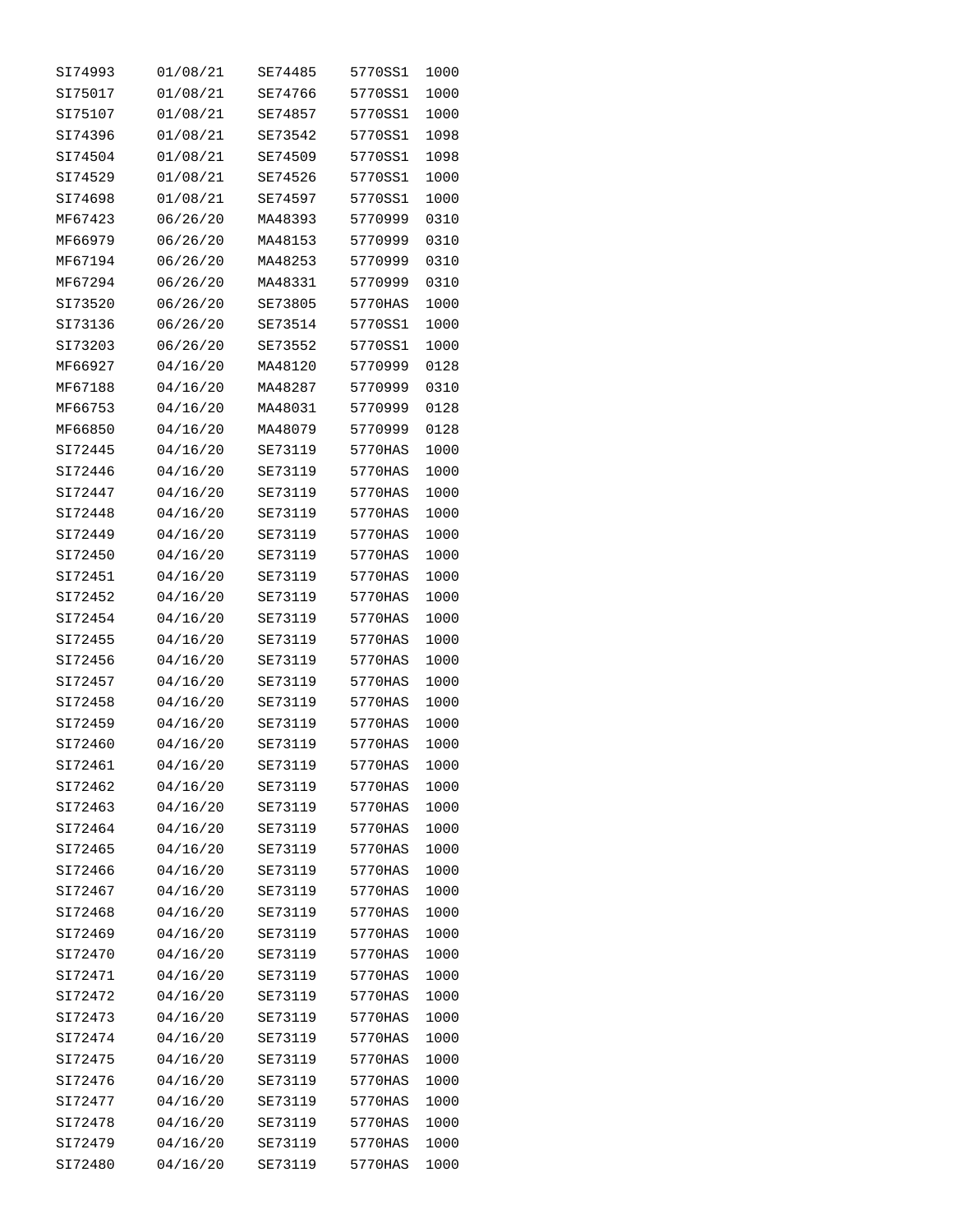| SI74993 | 01/08/21 | SE74485 | 5770SS1 | 1000 |
|---|---|---|---|---|
| SI75017 | 01/08/21 | SE74766 | 5770SS1 | 1000 |
| SI75107 | 01/08/21 | SE74857 | 5770SS1 | 1000 |
| SI74396 | 01/08/21 | SE73542 | 5770SS1 | 1098 |
| SI74504 | 01/08/21 | SE74509 | 5770SS1 | 1098 |
| SI74529 | 01/08/21 | SE74526 | 5770SS1 | 1000 |
| SI74698 | 01/08/21 | SE74597 | 5770SS1 | 1000 |
| MF67423 | 06/26/20 | MA48393 | 5770999 | 0310 |
| MF66979 | 06/26/20 | MA48153 | 5770999 | 0310 |
| MF67194 | 06/26/20 | MA48253 | 5770999 | 0310 |
| MF67294 | 06/26/20 | MA48331 | 5770999 | 0310 |
| SI73520 | 06/26/20 | SE73805 | 5770HAS | 1000 |
| SI73136 | 06/26/20 | SE73514 | 5770SS1 | 1000 |
| SI73203 | 06/26/20 | SE73552 | 5770SS1 | 1000 |
| MF66927 | 04/16/20 | MA48120 | 5770999 | 0128 |
| MF67188 | 04/16/20 | MA48287 | 5770999 | 0310 |
| MF66753 | 04/16/20 | MA48031 | 5770999 | 0128 |
| MF66850 | 04/16/20 | MA48079 | 5770999 | 0128 |
| SI72445 | 04/16/20 | SE73119 | 5770HAS | 1000 |
| SI72446 | 04/16/20 | SE73119 | 5770HAS | 1000 |
| SI72447 | 04/16/20 | SE73119 | 5770HAS | 1000 |
| SI72448 | 04/16/20 | SE73119 | 5770HAS | 1000 |
| SI72449 | 04/16/20 | SE73119 | 5770HAS | 1000 |
| SI72450 | 04/16/20 | SE73119 | 5770HAS | 1000 |
| SI72451 | 04/16/20 | SE73119 | 5770HAS | 1000 |
| SI72452 | 04/16/20 | SE73119 | 5770HAS | 1000 |
| SI72454 | 04/16/20 | SE73119 | 5770HAS | 1000 |
| SI72455 | 04/16/20 | SE73119 | 5770HAS | 1000 |
| SI72456 | 04/16/20 | SE73119 | 5770HAS | 1000 |
| SI72457 | 04/16/20 | SE73119 | 5770HAS | 1000 |
| SI72458 | 04/16/20 | SE73119 | 5770HAS | 1000 |
| SI72459 | 04/16/20 | SE73119 | 5770HAS | 1000 |
| SI72460 | 04/16/20 | SE73119 | 5770HAS | 1000 |
| SI72461 | 04/16/20 | SE73119 | 5770HAS | 1000 |
| SI72462 | 04/16/20 | SE73119 | 5770HAS | 1000 |
| SI72463 | 04/16/20 | SE73119 | 5770HAS | 1000 |
| SI72464 | 04/16/20 | SE73119 | 5770HAS | 1000 |
| SI72465 | 04/16/20 | SE73119 | 5770HAS | 1000 |
| SI72466 | 04/16/20 | SE73119 | 5770HAS | 1000 |
| SI72467 | 04/16/20 | SE73119 | 5770HAS | 1000 |
| SI72468 | 04/16/20 | SE73119 | 5770HAS | 1000 |
| SI72469 | 04/16/20 | SE73119 | 5770HAS | 1000 |
| SI72470 | 04/16/20 | SE73119 | 5770HAS | 1000 |
| SI72471 | 04/16/20 | SE73119 | 5770HAS | 1000 |
| SI72472 | 04/16/20 | SE73119 | 5770HAS | 1000 |
| SI72473 | 04/16/20 | SE73119 | 5770HAS | 1000 |
| SI72474 | 04/16/20 | SE73119 | 5770HAS | 1000 |
| SI72475 | 04/16/20 | SE73119 | 5770HAS | 1000 |
| SI72476 | 04/16/20 | SE73119 | 5770HAS | 1000 |
| SI72477 | 04/16/20 | SE73119 | 5770HAS | 1000 |
| SI72478 | 04/16/20 | SE73119 | 5770HAS | 1000 |
| SI72479 | 04/16/20 | SE73119 | 5770HAS | 1000 |
| SI72480 | 04/16/20 | SE73119 | 5770HAS | 1000 |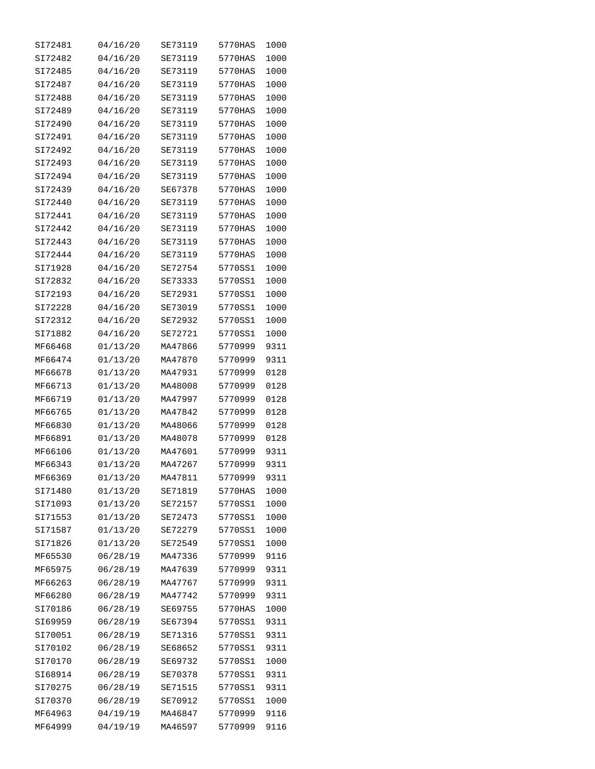| | | | | |
|---|---|---|---|---|
| SI72481 | 04/16/20 | SE73119 | 5770HAS | 1000 |
| SI72482 | 04/16/20 | SE73119 | 5770HAS | 1000 |
| SI72485 | 04/16/20 | SE73119 | 5770HAS | 1000 |
| SI72487 | 04/16/20 | SE73119 | 5770HAS | 1000 |
| SI72488 | 04/16/20 | SE73119 | 5770HAS | 1000 |
| SI72489 | 04/16/20 | SE73119 | 5770HAS | 1000 |
| SI72490 | 04/16/20 | SE73119 | 5770HAS | 1000 |
| SI72491 | 04/16/20 | SE73119 | 5770HAS | 1000 |
| SI72492 | 04/16/20 | SE73119 | 5770HAS | 1000 |
| SI72493 | 04/16/20 | SE73119 | 5770HAS | 1000 |
| SI72494 | 04/16/20 | SE73119 | 5770HAS | 1000 |
| SI72439 | 04/16/20 | SE67378 | 5770HAS | 1000 |
| SI72440 | 04/16/20 | SE73119 | 5770HAS | 1000 |
| SI72441 | 04/16/20 | SE73119 | 5770HAS | 1000 |
| SI72442 | 04/16/20 | SE73119 | 5770HAS | 1000 |
| SI72443 | 04/16/20 | SE73119 | 5770HAS | 1000 |
| SI72444 | 04/16/20 | SE73119 | 5770HAS | 1000 |
| SI71928 | 04/16/20 | SE72754 | 5770SS1 | 1000 |
| SI72832 | 04/16/20 | SE73333 | 5770SS1 | 1000 |
| SI72193 | 04/16/20 | SE72931 | 5770SS1 | 1000 |
| SI72228 | 04/16/20 | SE73019 | 5770SS1 | 1000 |
| SI72312 | 04/16/20 | SE72932 | 5770SS1 | 1000 |
| SI71882 | 04/16/20 | SE72721 | 5770SS1 | 1000 |
| MF66468 | 01/13/20 | MA47866 | 5770999 | 9311 |
| MF66474 | 01/13/20 | MA47870 | 5770999 | 9311 |
| MF66678 | 01/13/20 | MA47931 | 5770999 | 0128 |
| MF66713 | 01/13/20 | MA48008 | 5770999 | 0128 |
| MF66719 | 01/13/20 | MA47997 | 5770999 | 0128 |
| MF66765 | 01/13/20 | MA47842 | 5770999 | 0128 |
| MF66830 | 01/13/20 | MA48066 | 5770999 | 0128 |
| MF66891 | 01/13/20 | MA48078 | 5770999 | 0128 |
| MF66106 | 01/13/20 | MA47601 | 5770999 | 9311 |
| MF66343 | 01/13/20 | MA47267 | 5770999 | 9311 |
| MF66369 | 01/13/20 | MA47811 | 5770999 | 9311 |
| SI71480 | 01/13/20 | SE71819 | 5770HAS | 1000 |
| SI71093 | 01/13/20 | SE72157 | 5770SS1 | 1000 |
| SI71553 | 01/13/20 | SE72473 | 5770SS1 | 1000 |
| SI71587 | 01/13/20 | SE72279 | 5770SS1 | 1000 |
| SI71826 | 01/13/20 | SE72549 | 5770SS1 | 1000 |
| MF65530 | 06/28/19 | MA47336 | 5770999 | 9116 |
| MF65975 | 06/28/19 | MA47639 | 5770999 | 9311 |
| MF66263 | 06/28/19 | MA47767 | 5770999 | 9311 |
| MF66280 | 06/28/19 | MA47742 | 5770999 | 9311 |
| SI70186 | 06/28/19 | SE69755 | 5770HAS | 1000 |
| SI69959 | 06/28/19 | SE67394 | 5770SS1 | 9311 |
| SI70051 | 06/28/19 | SE71316 | 5770SS1 | 9311 |
| SI70102 | 06/28/19 | SE68652 | 5770SS1 | 9311 |
| SI70170 | 06/28/19 | SE69732 | 5770SS1 | 1000 |
| SI68914 | 06/28/19 | SE70378 | 5770SS1 | 9311 |
| SI70275 | 06/28/19 | SE71515 | 5770SS1 | 9311 |
| SI70370 | 06/28/19 | SE70912 | 5770SS1 | 1000 |
| MF64963 | 04/19/19 | MA46847 | 5770999 | 9116 |
| MF64999 | 04/19/19 | MA46597 | 5770999 | 9116 |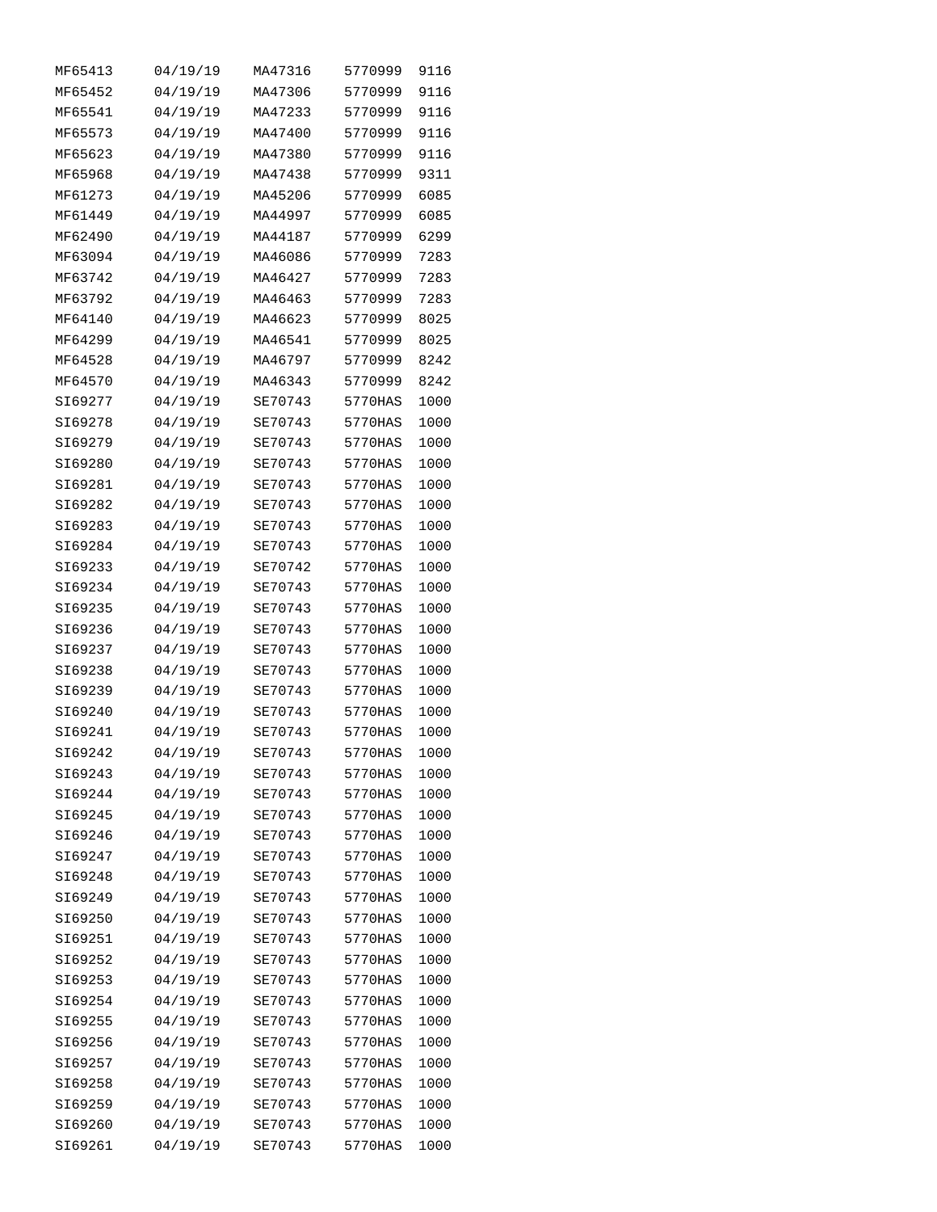| | | | | |
|---|---|---|---|---|
| MF65413 | 04/19/19 | MA47316 | 5770999 | 9116 |
| MF65452 | 04/19/19 | MA47306 | 5770999 | 9116 |
| MF65541 | 04/19/19 | MA47233 | 5770999 | 9116 |
| MF65573 | 04/19/19 | MA47400 | 5770999 | 9116 |
| MF65623 | 04/19/19 | MA47380 | 5770999 | 9116 |
| MF65968 | 04/19/19 | MA47438 | 5770999 | 9311 |
| MF61273 | 04/19/19 | MA45206 | 5770999 | 6085 |
| MF61449 | 04/19/19 | MA44997 | 5770999 | 6085 |
| MF62490 | 04/19/19 | MA44187 | 5770999 | 6299 |
| MF63094 | 04/19/19 | MA46086 | 5770999 | 7283 |
| MF63742 | 04/19/19 | MA46427 | 5770999 | 7283 |
| MF63792 | 04/19/19 | MA46463 | 5770999 | 7283 |
| MF64140 | 04/19/19 | MA46623 | 5770999 | 8025 |
| MF64299 | 04/19/19 | MA46541 | 5770999 | 8025 |
| MF64528 | 04/19/19 | MA46797 | 5770999 | 8242 |
| MF64570 | 04/19/19 | MA46343 | 5770999 | 8242 |
| SI69277 | 04/19/19 | SE70743 | 5770HAS | 1000 |
| SI69278 | 04/19/19 | SE70743 | 5770HAS | 1000 |
| SI69279 | 04/19/19 | SE70743 | 5770HAS | 1000 |
| SI69280 | 04/19/19 | SE70743 | 5770HAS | 1000 |
| SI69281 | 04/19/19 | SE70743 | 5770HAS | 1000 |
| SI69282 | 04/19/19 | SE70743 | 5770HAS | 1000 |
| SI69283 | 04/19/19 | SE70743 | 5770HAS | 1000 |
| SI69284 | 04/19/19 | SE70743 | 5770HAS | 1000 |
| SI69233 | 04/19/19 | SE70742 | 5770HAS | 1000 |
| SI69234 | 04/19/19 | SE70743 | 5770HAS | 1000 |
| SI69235 | 04/19/19 | SE70743 | 5770HAS | 1000 |
| SI69236 | 04/19/19 | SE70743 | 5770HAS | 1000 |
| SI69237 | 04/19/19 | SE70743 | 5770HAS | 1000 |
| SI69238 | 04/19/19 | SE70743 | 5770HAS | 1000 |
| SI69239 | 04/19/19 | SE70743 | 5770HAS | 1000 |
| SI69240 | 04/19/19 | SE70743 | 5770HAS | 1000 |
| SI69241 | 04/19/19 | SE70743 | 5770HAS | 1000 |
| SI69242 | 04/19/19 | SE70743 | 5770HAS | 1000 |
| SI69243 | 04/19/19 | SE70743 | 5770HAS | 1000 |
| SI69244 | 04/19/19 | SE70743 | 5770HAS | 1000 |
| SI69245 | 04/19/19 | SE70743 | 5770HAS | 1000 |
| SI69246 | 04/19/19 | SE70743 | 5770HAS | 1000 |
| SI69247 | 04/19/19 | SE70743 | 5770HAS | 1000 |
| SI69248 | 04/19/19 | SE70743 | 5770HAS | 1000 |
| SI69249 | 04/19/19 | SE70743 | 5770HAS | 1000 |
| SI69250 | 04/19/19 | SE70743 | 5770HAS | 1000 |
| SI69251 | 04/19/19 | SE70743 | 5770HAS | 1000 |
| SI69252 | 04/19/19 | SE70743 | 5770HAS | 1000 |
| SI69253 | 04/19/19 | SE70743 | 5770HAS | 1000 |
| SI69254 | 04/19/19 | SE70743 | 5770HAS | 1000 |
| SI69255 | 04/19/19 | SE70743 | 5770HAS | 1000 |
| SI69256 | 04/19/19 | SE70743 | 5770HAS | 1000 |
| SI69257 | 04/19/19 | SE70743 | 5770HAS | 1000 |
| SI69258 | 04/19/19 | SE70743 | 5770HAS | 1000 |
| SI69259 | 04/19/19 | SE70743 | 5770HAS | 1000 |
| SI69260 | 04/19/19 | SE70743 | 5770HAS | 1000 |
| SI69261 | 04/19/19 | SE70743 | 5770HAS | 1000 |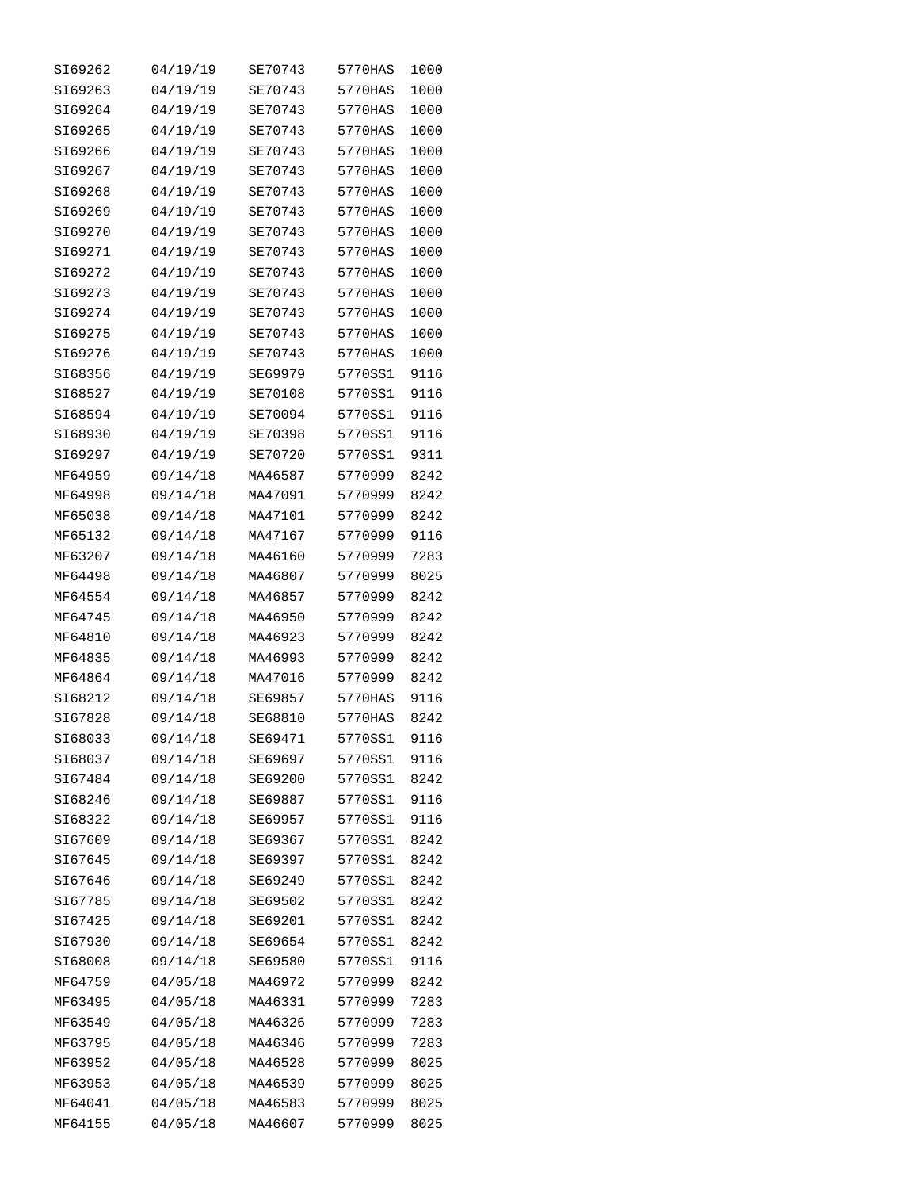| | | | | |
|---|---|---|---|---|
| SI69262 | 04/19/19 | SE70743 | 5770HAS | 1000 |
| SI69263 | 04/19/19 | SE70743 | 5770HAS | 1000 |
| SI69264 | 04/19/19 | SE70743 | 5770HAS | 1000 |
| SI69265 | 04/19/19 | SE70743 | 5770HAS | 1000 |
| SI69266 | 04/19/19 | SE70743 | 5770HAS | 1000 |
| SI69267 | 04/19/19 | SE70743 | 5770HAS | 1000 |
| SI69268 | 04/19/19 | SE70743 | 5770HAS | 1000 |
| SI69269 | 04/19/19 | SE70743 | 5770HAS | 1000 |
| SI69270 | 04/19/19 | SE70743 | 5770HAS | 1000 |
| SI69271 | 04/19/19 | SE70743 | 5770HAS | 1000 |
| SI69272 | 04/19/19 | SE70743 | 5770HAS | 1000 |
| SI69273 | 04/19/19 | SE70743 | 5770HAS | 1000 |
| SI69274 | 04/19/19 | SE70743 | 5770HAS | 1000 |
| SI69275 | 04/19/19 | SE70743 | 5770HAS | 1000 |
| SI69276 | 04/19/19 | SE70743 | 5770HAS | 1000 |
| SI68356 | 04/19/19 | SE69979 | 5770SS1 | 9116 |
| SI68527 | 04/19/19 | SE70108 | 5770SS1 | 9116 |
| SI68594 | 04/19/19 | SE70094 | 5770SS1 | 9116 |
| SI68930 | 04/19/19 | SE70398 | 5770SS1 | 9116 |
| SI69297 | 04/19/19 | SE70720 | 5770SS1 | 9311 |
| MF64959 | 09/14/18 | MA46587 | 5770999 | 8242 |
| MF64998 | 09/14/18 | MA47091 | 5770999 | 8242 |
| MF65038 | 09/14/18 | MA47101 | 5770999 | 8242 |
| MF65132 | 09/14/18 | MA47167 | 5770999 | 9116 |
| MF63207 | 09/14/18 | MA46160 | 5770999 | 7283 |
| MF64498 | 09/14/18 | MA46807 | 5770999 | 8025 |
| MF64554 | 09/14/18 | MA46857 | 5770999 | 8242 |
| MF64745 | 09/14/18 | MA46950 | 5770999 | 8242 |
| MF64810 | 09/14/18 | MA46923 | 5770999 | 8242 |
| MF64835 | 09/14/18 | MA46993 | 5770999 | 8242 |
| MF64864 | 09/14/18 | MA47016 | 5770999 | 8242 |
| SI68212 | 09/14/18 | SE69857 | 5770HAS | 9116 |
| SI67828 | 09/14/18 | SE68810 | 5770HAS | 8242 |
| SI68033 | 09/14/18 | SE69471 | 5770SS1 | 9116 |
| SI68037 | 09/14/18 | SE69697 | 5770SS1 | 9116 |
| SI67484 | 09/14/18 | SE69200 | 5770SS1 | 8242 |
| SI68246 | 09/14/18 | SE69887 | 5770SS1 | 9116 |
| SI68322 | 09/14/18 | SE69957 | 5770SS1 | 9116 |
| SI67609 | 09/14/18 | SE69367 | 5770SS1 | 8242 |
| SI67645 | 09/14/18 | SE69397 | 5770SS1 | 8242 |
| SI67646 | 09/14/18 | SE69249 | 5770SS1 | 8242 |
| SI67785 | 09/14/18 | SE69502 | 5770SS1 | 8242 |
| SI67425 | 09/14/18 | SE69201 | 5770SS1 | 8242 |
| SI67930 | 09/14/18 | SE69654 | 5770SS1 | 8242 |
| SI68008 | 09/14/18 | SE69580 | 5770SS1 | 9116 |
| MF64759 | 04/05/18 | MA46972 | 5770999 | 8242 |
| MF63495 | 04/05/18 | MA46331 | 5770999 | 7283 |
| MF63549 | 04/05/18 | MA46326 | 5770999 | 7283 |
| MF63795 | 04/05/18 | MA46346 | 5770999 | 7283 |
| MF63952 | 04/05/18 | MA46528 | 5770999 | 8025 |
| MF63953 | 04/05/18 | MA46539 | 5770999 | 8025 |
| MF64041 | 04/05/18 | MA46583 | 5770999 | 8025 |
| MF64155 | 04/05/18 | MA46607 | 5770999 | 8025 |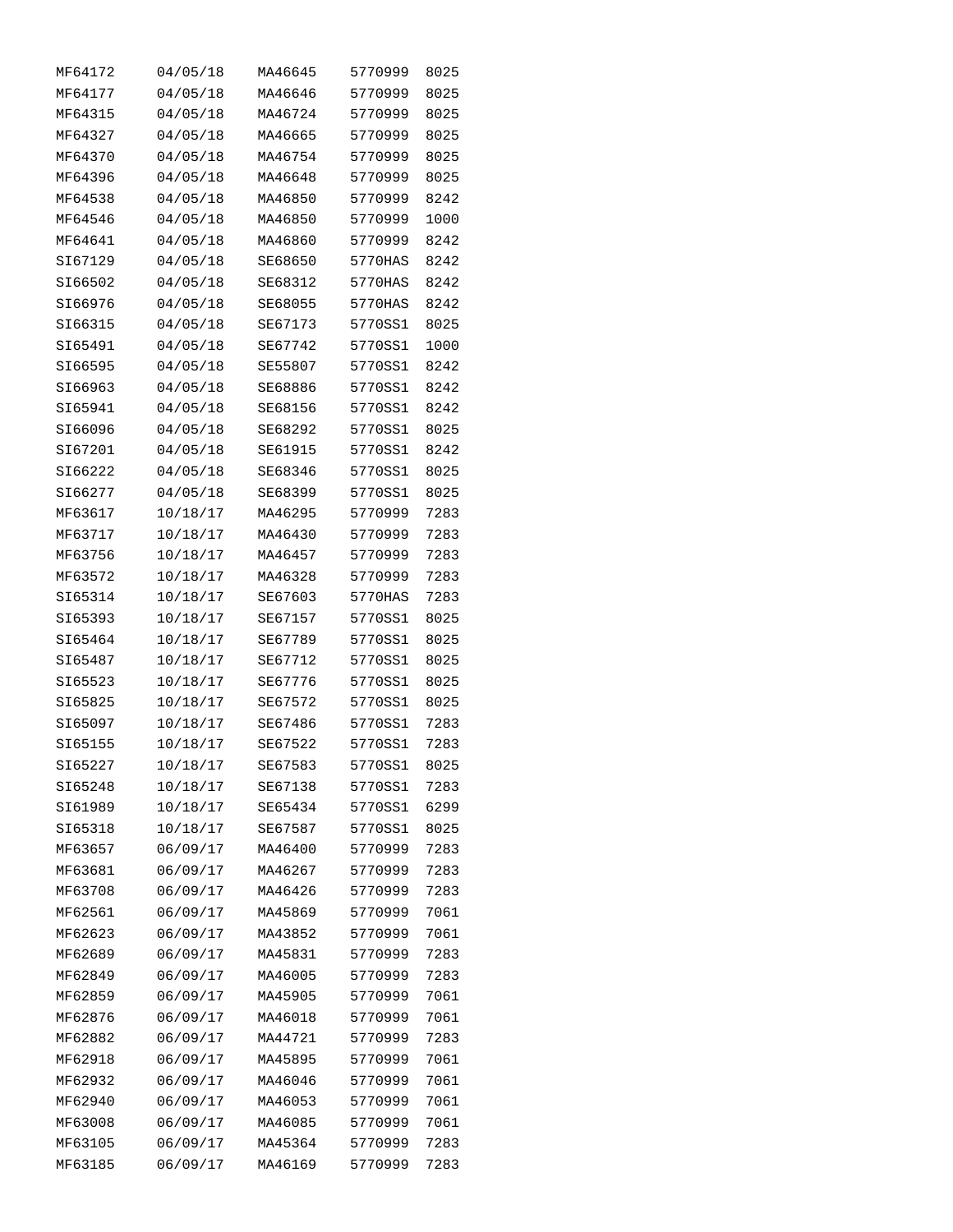| | | | | |
|---|---|---|---|---|
| MF64172 | 04/05/18 | MA46645 | 5770999 | 8025 |
| MF64177 | 04/05/18 | MA46646 | 5770999 | 8025 |
| MF64315 | 04/05/18 | MA46724 | 5770999 | 8025 |
| MF64327 | 04/05/18 | MA46665 | 5770999 | 8025 |
| MF64370 | 04/05/18 | MA46754 | 5770999 | 8025 |
| MF64396 | 04/05/18 | MA46648 | 5770999 | 8025 |
| MF64538 | 04/05/18 | MA46850 | 5770999 | 8242 |
| MF64546 | 04/05/18 | MA46850 | 5770999 | 1000 |
| MF64641 | 04/05/18 | MA46860 | 5770999 | 8242 |
| SI67129 | 04/05/18 | SE68650 | 5770HAS | 8242 |
| SI66502 | 04/05/18 | SE68312 | 5770HAS | 8242 |
| SI66976 | 04/05/18 | SE68055 | 5770HAS | 8242 |
| SI66315 | 04/05/18 | SE67173 | 5770SS1 | 8025 |
| SI65491 | 04/05/18 | SE67742 | 5770SS1 | 1000 |
| SI66595 | 04/05/18 | SE55807 | 5770SS1 | 8242 |
| SI66963 | 04/05/18 | SE68886 | 5770SS1 | 8242 |
| SI65941 | 04/05/18 | SE68156 | 5770SS1 | 8242 |
| SI66096 | 04/05/18 | SE68292 | 5770SS1 | 8025 |
| SI67201 | 04/05/18 | SE61915 | 5770SS1 | 8242 |
| SI66222 | 04/05/18 | SE68346 | 5770SS1 | 8025 |
| SI66277 | 04/05/18 | SE68399 | 5770SS1 | 8025 |
| MF63617 | 10/18/17 | MA46295 | 5770999 | 7283 |
| MF63717 | 10/18/17 | MA46430 | 5770999 | 7283 |
| MF63756 | 10/18/17 | MA46457 | 5770999 | 7283 |
| MF63572 | 10/18/17 | MA46328 | 5770999 | 7283 |
| SI65314 | 10/18/17 | SE67603 | 5770HAS | 7283 |
| SI65393 | 10/18/17 | SE67157 | 5770SS1 | 8025 |
| SI65464 | 10/18/17 | SE67789 | 5770SS1 | 8025 |
| SI65487 | 10/18/17 | SE67712 | 5770SS1 | 8025 |
| SI65523 | 10/18/17 | SE67776 | 5770SS1 | 8025 |
| SI65825 | 10/18/17 | SE67572 | 5770SS1 | 8025 |
| SI65097 | 10/18/17 | SE67486 | 5770SS1 | 7283 |
| SI65155 | 10/18/17 | SE67522 | 5770SS1 | 7283 |
| SI65227 | 10/18/17 | SE67583 | 5770SS1 | 8025 |
| SI65248 | 10/18/17 | SE67138 | 5770SS1 | 7283 |
| SI61989 | 10/18/17 | SE65434 | 5770SS1 | 6299 |
| SI65318 | 10/18/17 | SE67587 | 5770SS1 | 8025 |
| MF63657 | 06/09/17 | MA46400 | 5770999 | 7283 |
| MF63681 | 06/09/17 | MA46267 | 5770999 | 7283 |
| MF63708 | 06/09/17 | MA46426 | 5770999 | 7283 |
| MF62561 | 06/09/17 | MA45869 | 5770999 | 7061 |
| MF62623 | 06/09/17 | MA43852 | 5770999 | 7061 |
| MF62689 | 06/09/17 | MA45831 | 5770999 | 7283 |
| MF62849 | 06/09/17 | MA46005 | 5770999 | 7283 |
| MF62859 | 06/09/17 | MA45905 | 5770999 | 7061 |
| MF62876 | 06/09/17 | MA46018 | 5770999 | 7061 |
| MF62882 | 06/09/17 | MA44721 | 5770999 | 7283 |
| MF62918 | 06/09/17 | MA45895 | 5770999 | 7061 |
| MF62932 | 06/09/17 | MA46046 | 5770999 | 7061 |
| MF62940 | 06/09/17 | MA46053 | 5770999 | 7061 |
| MF63008 | 06/09/17 | MA46085 | 5770999 | 7061 |
| MF63105 | 06/09/17 | MA45364 | 5770999 | 7283 |
| MF63185 | 06/09/17 | MA46169 | 5770999 | 7283 |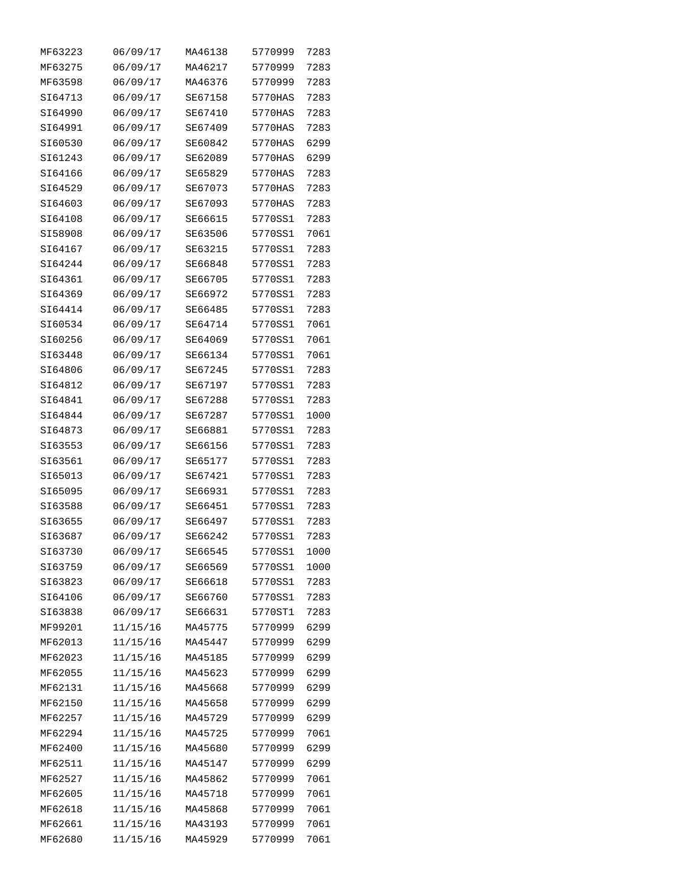| | | | | |
|---|---|---|---|---|
| MF63223 | 06/09/17 | MA46138 | 5770999 | 7283 |
| MF63275 | 06/09/17 | MA46217 | 5770999 | 7283 |
| MF63598 | 06/09/17 | MA46376 | 5770999 | 7283 |
| SI64713 | 06/09/17 | SE67158 | 5770HAS | 7283 |
| SI64990 | 06/09/17 | SE67410 | 5770HAS | 7283 |
| SI64991 | 06/09/17 | SE67409 | 5770HAS | 7283 |
| SI60530 | 06/09/17 | SE60842 | 5770HAS | 6299 |
| SI61243 | 06/09/17 | SE62089 | 5770HAS | 6299 |
| SI64166 | 06/09/17 | SE65829 | 5770HAS | 7283 |
| SI64529 | 06/09/17 | SE67073 | 5770HAS | 7283 |
| SI64603 | 06/09/17 | SE67093 | 5770HAS | 7283 |
| SI64108 | 06/09/17 | SE66615 | 5770SS1 | 7283 |
| SI58908 | 06/09/17 | SE63506 | 5770SS1 | 7061 |
| SI64167 | 06/09/17 | SE63215 | 5770SS1 | 7283 |
| SI64244 | 06/09/17 | SE66848 | 5770SS1 | 7283 |
| SI64361 | 06/09/17 | SE66705 | 5770SS1 | 7283 |
| SI64369 | 06/09/17 | SE66972 | 5770SS1 | 7283 |
| SI64414 | 06/09/17 | SE66485 | 5770SS1 | 7283 |
| SI60534 | 06/09/17 | SE64714 | 5770SS1 | 7061 |
| SI60256 | 06/09/17 | SE64069 | 5770SS1 | 7061 |
| SI63448 | 06/09/17 | SE66134 | 5770SS1 | 7061 |
| SI64806 | 06/09/17 | SE67245 | 5770SS1 | 7283 |
| SI64812 | 06/09/17 | SE67197 | 5770SS1 | 7283 |
| SI64841 | 06/09/17 | SE67288 | 5770SS1 | 7283 |
| SI64844 | 06/09/17 | SE67287 | 5770SS1 | 1000 |
| SI64873 | 06/09/17 | SE66881 | 5770SS1 | 7283 |
| SI63553 | 06/09/17 | SE66156 | 5770SS1 | 7283 |
| SI63561 | 06/09/17 | SE65177 | 5770SS1 | 7283 |
| SI65013 | 06/09/17 | SE67421 | 5770SS1 | 7283 |
| SI65095 | 06/09/17 | SE66931 | 5770SS1 | 7283 |
| SI63588 | 06/09/17 | SE66451 | 5770SS1 | 7283 |
| SI63655 | 06/09/17 | SE66497 | 5770SS1 | 7283 |
| SI63687 | 06/09/17 | SE66242 | 5770SS1 | 7283 |
| SI63730 | 06/09/17 | SE66545 | 5770SS1 | 1000 |
| SI63759 | 06/09/17 | SE66569 | 5770SS1 | 1000 |
| SI63823 | 06/09/17 | SE66618 | 5770SS1 | 7283 |
| SI64106 | 06/09/17 | SE66760 | 5770SS1 | 7283 |
| SI63838 | 06/09/17 | SE66631 | 5770ST1 | 7283 |
| MF99201 | 11/15/16 | MA45775 | 5770999 | 6299 |
| MF62013 | 11/15/16 | MA45447 | 5770999 | 6299 |
| MF62023 | 11/15/16 | MA45185 | 5770999 | 6299 |
| MF62055 | 11/15/16 | MA45623 | 5770999 | 6299 |
| MF62131 | 11/15/16 | MA45668 | 5770999 | 6299 |
| MF62150 | 11/15/16 | MA45658 | 5770999 | 6299 |
| MF62257 | 11/15/16 | MA45729 | 5770999 | 6299 |
| MF62294 | 11/15/16 | MA45725 | 5770999 | 7061 |
| MF62400 | 11/15/16 | MA45680 | 5770999 | 6299 |
| MF62511 | 11/15/16 | MA45147 | 5770999 | 6299 |
| MF62527 | 11/15/16 | MA45862 | 5770999 | 7061 |
| MF62605 | 11/15/16 | MA45718 | 5770999 | 7061 |
| MF62618 | 11/15/16 | MA45868 | 5770999 | 7061 |
| MF62661 | 11/15/16 | MA43193 | 5770999 | 7061 |
| MF62680 | 11/15/16 | MA45929 | 5770999 | 7061 |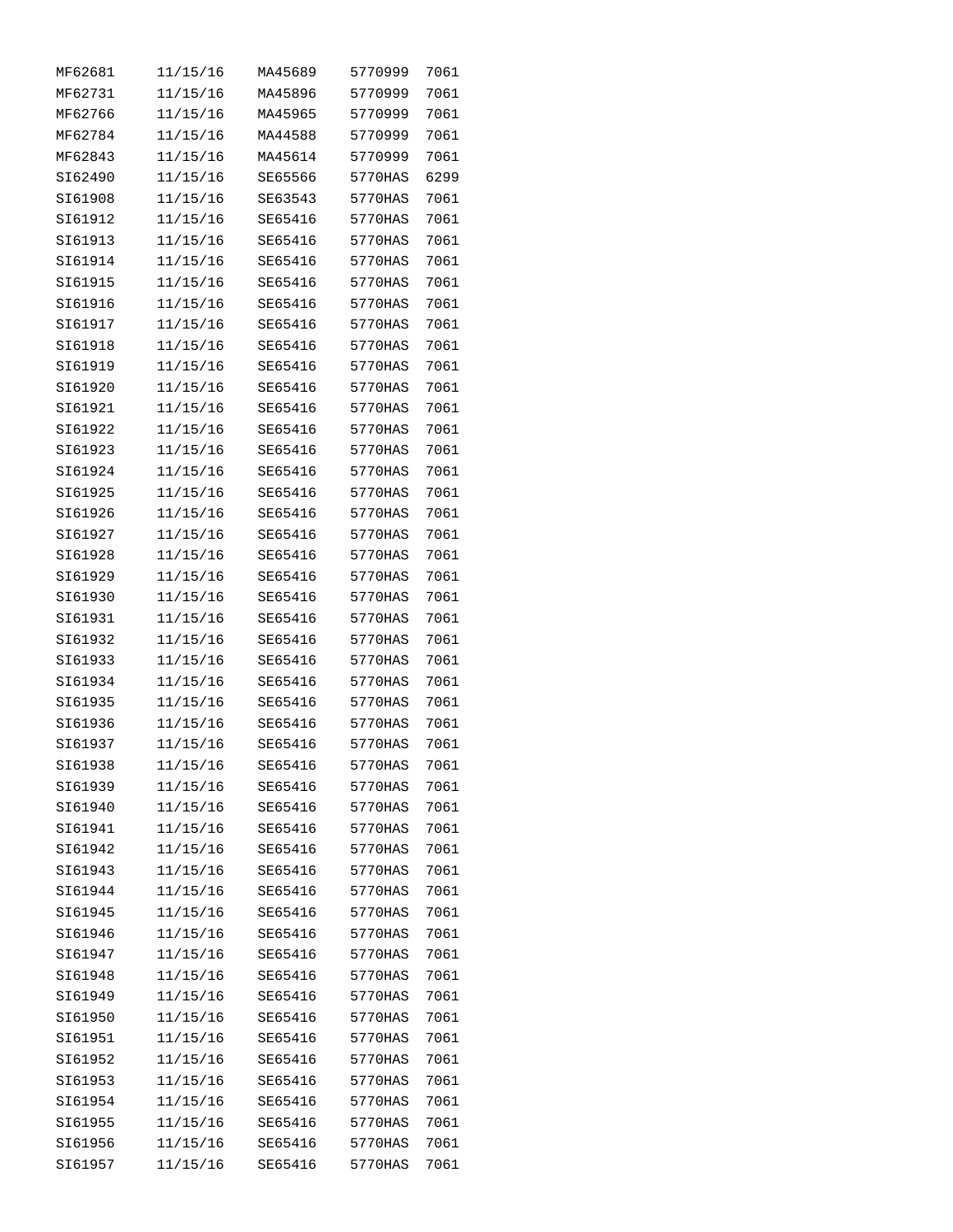| | | | | |
|---|---|---|---|---|
| MF62681 | 11/15/16 | MA45689 | 5770999 | 7061 |
| MF62731 | 11/15/16 | MA45896 | 5770999 | 7061 |
| MF62766 | 11/15/16 | MA45965 | 5770999 | 7061 |
| MF62784 | 11/15/16 | MA44588 | 5770999 | 7061 |
| MF62843 | 11/15/16 | MA45614 | 5770999 | 7061 |
| SI62490 | 11/15/16 | SE65566 | 5770HAS | 6299 |
| SI61908 | 11/15/16 | SE63543 | 5770HAS | 7061 |
| SI61912 | 11/15/16 | SE65416 | 5770HAS | 7061 |
| SI61913 | 11/15/16 | SE65416 | 5770HAS | 7061 |
| SI61914 | 11/15/16 | SE65416 | 5770HAS | 7061 |
| SI61915 | 11/15/16 | SE65416 | 5770HAS | 7061 |
| SI61916 | 11/15/16 | SE65416 | 5770HAS | 7061 |
| SI61917 | 11/15/16 | SE65416 | 5770HAS | 7061 |
| SI61918 | 11/15/16 | SE65416 | 5770HAS | 7061 |
| SI61919 | 11/15/16 | SE65416 | 5770HAS | 7061 |
| SI61920 | 11/15/16 | SE65416 | 5770HAS | 7061 |
| SI61921 | 11/15/16 | SE65416 | 5770HAS | 7061 |
| SI61922 | 11/15/16 | SE65416 | 5770HAS | 7061 |
| SI61923 | 11/15/16 | SE65416 | 5770HAS | 7061 |
| SI61924 | 11/15/16 | SE65416 | 5770HAS | 7061 |
| SI61925 | 11/15/16 | SE65416 | 5770HAS | 7061 |
| SI61926 | 11/15/16 | SE65416 | 5770HAS | 7061 |
| SI61927 | 11/15/16 | SE65416 | 5770HAS | 7061 |
| SI61928 | 11/15/16 | SE65416 | 5770HAS | 7061 |
| SI61929 | 11/15/16 | SE65416 | 5770HAS | 7061 |
| SI61930 | 11/15/16 | SE65416 | 5770HAS | 7061 |
| SI61931 | 11/15/16 | SE65416 | 5770HAS | 7061 |
| SI61932 | 11/15/16 | SE65416 | 5770HAS | 7061 |
| SI61933 | 11/15/16 | SE65416 | 5770HAS | 7061 |
| SI61934 | 11/15/16 | SE65416 | 5770HAS | 7061 |
| SI61935 | 11/15/16 | SE65416 | 5770HAS | 7061 |
| SI61936 | 11/15/16 | SE65416 | 5770HAS | 7061 |
| SI61937 | 11/15/16 | SE65416 | 5770HAS | 7061 |
| SI61938 | 11/15/16 | SE65416 | 5770HAS | 7061 |
| SI61939 | 11/15/16 | SE65416 | 5770HAS | 7061 |
| SI61940 | 11/15/16 | SE65416 | 5770HAS | 7061 |
| SI61941 | 11/15/16 | SE65416 | 5770HAS | 7061 |
| SI61942 | 11/15/16 | SE65416 | 5770HAS | 7061 |
| SI61943 | 11/15/16 | SE65416 | 5770HAS | 7061 |
| SI61944 | 11/15/16 | SE65416 | 5770HAS | 7061 |
| SI61945 | 11/15/16 | SE65416 | 5770HAS | 7061 |
| SI61946 | 11/15/16 | SE65416 | 5770HAS | 7061 |
| SI61947 | 11/15/16 | SE65416 | 5770HAS | 7061 |
| SI61948 | 11/15/16 | SE65416 | 5770HAS | 7061 |
| SI61949 | 11/15/16 | SE65416 | 5770HAS | 7061 |
| SI61950 | 11/15/16 | SE65416 | 5770HAS | 7061 |
| SI61951 | 11/15/16 | SE65416 | 5770HAS | 7061 |
| SI61952 | 11/15/16 | SE65416 | 5770HAS | 7061 |
| SI61953 | 11/15/16 | SE65416 | 5770HAS | 7061 |
| SI61954 | 11/15/16 | SE65416 | 5770HAS | 7061 |
| SI61955 | 11/15/16 | SE65416 | 5770HAS | 7061 |
| SI61956 | 11/15/16 | SE65416 | 5770HAS | 7061 |
| SI61957 | 11/15/16 | SE65416 | 5770HAS | 7061 |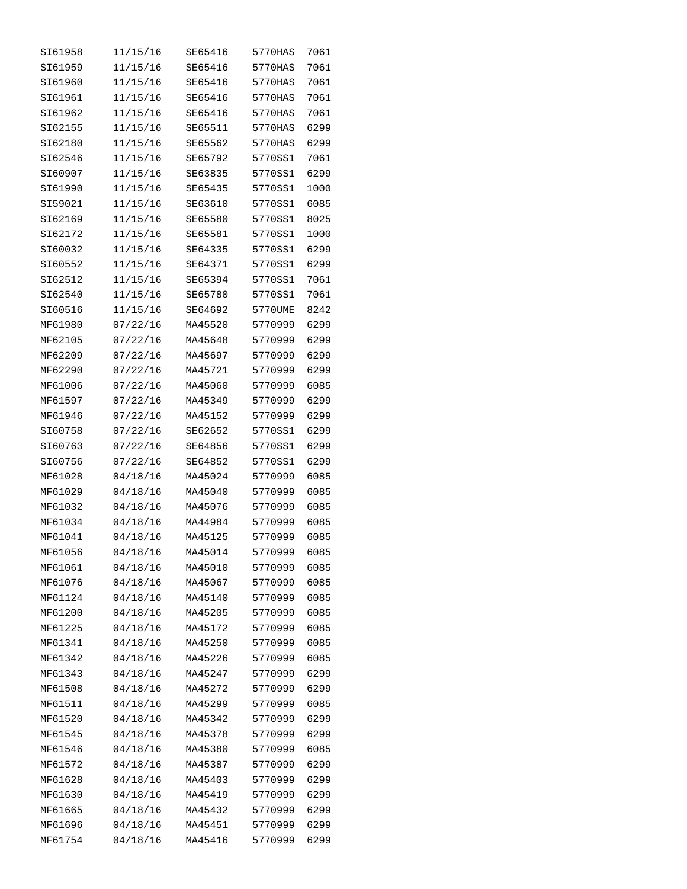| | | | | |
|---|---|---|---|---|
| SI61958 | 11/15/16 | SE65416 | 5770HAS | 7061 |
| SI61959 | 11/15/16 | SE65416 | 5770HAS | 7061 |
| SI61960 | 11/15/16 | SE65416 | 5770HAS | 7061 |
| SI61961 | 11/15/16 | SE65416 | 5770HAS | 7061 |
| SI61962 | 11/15/16 | SE65416 | 5770HAS | 7061 |
| SI62155 | 11/15/16 | SE65511 | 5770HAS | 6299 |
| SI62180 | 11/15/16 | SE65562 | 5770HAS | 6299 |
| SI62546 | 11/15/16 | SE65792 | 5770SS1 | 7061 |
| SI60907 | 11/15/16 | SE63835 | 5770SS1 | 6299 |
| SI61990 | 11/15/16 | SE65435 | 5770SS1 | 1000 |
| SI59021 | 11/15/16 | SE63610 | 5770SS1 | 6085 |
| SI62169 | 11/15/16 | SE65580 | 5770SS1 | 8025 |
| SI62172 | 11/15/16 | SE65581 | 5770SS1 | 1000 |
| SI60032 | 11/15/16 | SE64335 | 5770SS1 | 6299 |
| SI60552 | 11/15/16 | SE64371 | 5770SS1 | 6299 |
| SI62512 | 11/15/16 | SE65394 | 5770SS1 | 7061 |
| SI62540 | 11/15/16 | SE65780 | 5770SS1 | 7061 |
| SI60516 | 11/15/16 | SE64692 | 5770UME | 8242 |
| MF61980 | 07/22/16 | MA45520 | 5770999 | 6299 |
| MF62105 | 07/22/16 | MA45648 | 5770999 | 6299 |
| MF62209 | 07/22/16 | MA45697 | 5770999 | 6299 |
| MF62290 | 07/22/16 | MA45721 | 5770999 | 6299 |
| MF61006 | 07/22/16 | MA45060 | 5770999 | 6085 |
| MF61597 | 07/22/16 | MA45349 | 5770999 | 6299 |
| MF61946 | 07/22/16 | MA45152 | 5770999 | 6299 |
| SI60758 | 07/22/16 | SE62652 | 5770SS1 | 6299 |
| SI60763 | 07/22/16 | SE64856 | 5770SS1 | 6299 |
| SI60756 | 07/22/16 | SE64852 | 5770SS1 | 6299 |
| MF61028 | 04/18/16 | MA45024 | 5770999 | 6085 |
| MF61029 | 04/18/16 | MA45040 | 5770999 | 6085 |
| MF61032 | 04/18/16 | MA45076 | 5770999 | 6085 |
| MF61034 | 04/18/16 | MA44984 | 5770999 | 6085 |
| MF61041 | 04/18/16 | MA45125 | 5770999 | 6085 |
| MF61056 | 04/18/16 | MA45014 | 5770999 | 6085 |
| MF61061 | 04/18/16 | MA45010 | 5770999 | 6085 |
| MF61076 | 04/18/16 | MA45067 | 5770999 | 6085 |
| MF61124 | 04/18/16 | MA45140 | 5770999 | 6085 |
| MF61200 | 04/18/16 | MA45205 | 5770999 | 6085 |
| MF61225 | 04/18/16 | MA45172 | 5770999 | 6085 |
| MF61341 | 04/18/16 | MA45250 | 5770999 | 6085 |
| MF61342 | 04/18/16 | MA45226 | 5770999 | 6085 |
| MF61343 | 04/18/16 | MA45247 | 5770999 | 6299 |
| MF61508 | 04/18/16 | MA45272 | 5770999 | 6299 |
| MF61511 | 04/18/16 | MA45299 | 5770999 | 6085 |
| MF61520 | 04/18/16 | MA45342 | 5770999 | 6299 |
| MF61545 | 04/18/16 | MA45378 | 5770999 | 6299 |
| MF61546 | 04/18/16 | MA45380 | 5770999 | 6085 |
| MF61572 | 04/18/16 | MA45387 | 5770999 | 6299 |
| MF61628 | 04/18/16 | MA45403 | 5770999 | 6299 |
| MF61630 | 04/18/16 | MA45419 | 5770999 | 6299 |
| MF61665 | 04/18/16 | MA45432 | 5770999 | 6299 |
| MF61696 | 04/18/16 | MA45451 | 5770999 | 6299 |
| MF61754 | 04/18/16 | MA45416 | 5770999 | 6299 |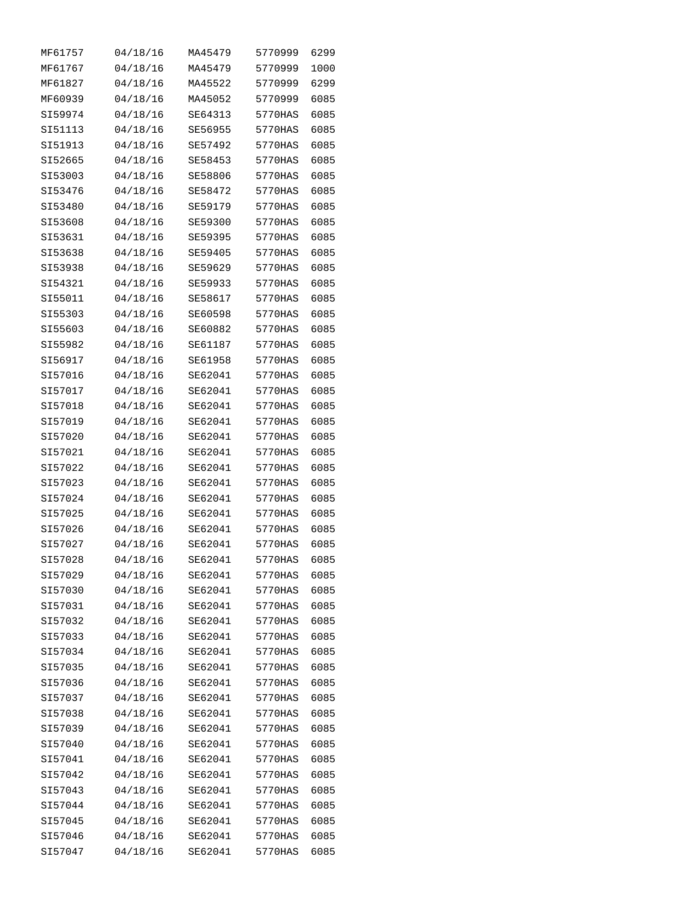| | | | | |
|---|---|---|---|---|
| MF61757 | 04/18/16 | MA45479 | 5770999 | 6299 |
| MF61767 | 04/18/16 | MA45479 | 5770999 | 1000 |
| MF61827 | 04/18/16 | MA45522 | 5770999 | 6299 |
| MF60939 | 04/18/16 | MA45052 | 5770999 | 6085 |
| SI59974 | 04/18/16 | SE64313 | 5770HAS | 6085 |
| SI51113 | 04/18/16 | SE56955 | 5770HAS | 6085 |
| SI51913 | 04/18/16 | SE57492 | 5770HAS | 6085 |
| SI52665 | 04/18/16 | SE58453 | 5770HAS | 6085 |
| SI53003 | 04/18/16 | SE58806 | 5770HAS | 6085 |
| SI53476 | 04/18/16 | SE58472 | 5770HAS | 6085 |
| SI53480 | 04/18/16 | SE59179 | 5770HAS | 6085 |
| SI53608 | 04/18/16 | SE59300 | 5770HAS | 6085 |
| SI53631 | 04/18/16 | SE59395 | 5770HAS | 6085 |
| SI53638 | 04/18/16 | SE59405 | 5770HAS | 6085 |
| SI53938 | 04/18/16 | SE59629 | 5770HAS | 6085 |
| SI54321 | 04/18/16 | SE59933 | 5770HAS | 6085 |
| SI55011 | 04/18/16 | SE58617 | 5770HAS | 6085 |
| SI55303 | 04/18/16 | SE60598 | 5770HAS | 6085 |
| SI55603 | 04/18/16 | SE60882 | 5770HAS | 6085 |
| SI55982 | 04/18/16 | SE61187 | 5770HAS | 6085 |
| SI56917 | 04/18/16 | SE61958 | 5770HAS | 6085 |
| SI57016 | 04/18/16 | SE62041 | 5770HAS | 6085 |
| SI57017 | 04/18/16 | SE62041 | 5770HAS | 6085 |
| SI57018 | 04/18/16 | SE62041 | 5770HAS | 6085 |
| SI57019 | 04/18/16 | SE62041 | 5770HAS | 6085 |
| SI57020 | 04/18/16 | SE62041 | 5770HAS | 6085 |
| SI57021 | 04/18/16 | SE62041 | 5770HAS | 6085 |
| SI57022 | 04/18/16 | SE62041 | 5770HAS | 6085 |
| SI57023 | 04/18/16 | SE62041 | 5770HAS | 6085 |
| SI57024 | 04/18/16 | SE62041 | 5770HAS | 6085 |
| SI57025 | 04/18/16 | SE62041 | 5770HAS | 6085 |
| SI57026 | 04/18/16 | SE62041 | 5770HAS | 6085 |
| SI57027 | 04/18/16 | SE62041 | 5770HAS | 6085 |
| SI57028 | 04/18/16 | SE62041 | 5770HAS | 6085 |
| SI57029 | 04/18/16 | SE62041 | 5770HAS | 6085 |
| SI57030 | 04/18/16 | SE62041 | 5770HAS | 6085 |
| SI57031 | 04/18/16 | SE62041 | 5770HAS | 6085 |
| SI57032 | 04/18/16 | SE62041 | 5770HAS | 6085 |
| SI57033 | 04/18/16 | SE62041 | 5770HAS | 6085 |
| SI57034 | 04/18/16 | SE62041 | 5770HAS | 6085 |
| SI57035 | 04/18/16 | SE62041 | 5770HAS | 6085 |
| SI57036 | 04/18/16 | SE62041 | 5770HAS | 6085 |
| SI57037 | 04/18/16 | SE62041 | 5770HAS | 6085 |
| SI57038 | 04/18/16 | SE62041 | 5770HAS | 6085 |
| SI57039 | 04/18/16 | SE62041 | 5770HAS | 6085 |
| SI57040 | 04/18/16 | SE62041 | 5770HAS | 6085 |
| SI57041 | 04/18/16 | SE62041 | 5770HAS | 6085 |
| SI57042 | 04/18/16 | SE62041 | 5770HAS | 6085 |
| SI57043 | 04/18/16 | SE62041 | 5770HAS | 6085 |
| SI57044 | 04/18/16 | SE62041 | 5770HAS | 6085 |
| SI57045 | 04/18/16 | SE62041 | 5770HAS | 6085 |
| SI57046 | 04/18/16 | SE62041 | 5770HAS | 6085 |
| SI57047 | 04/18/16 | SE62041 | 5770HAS | 6085 |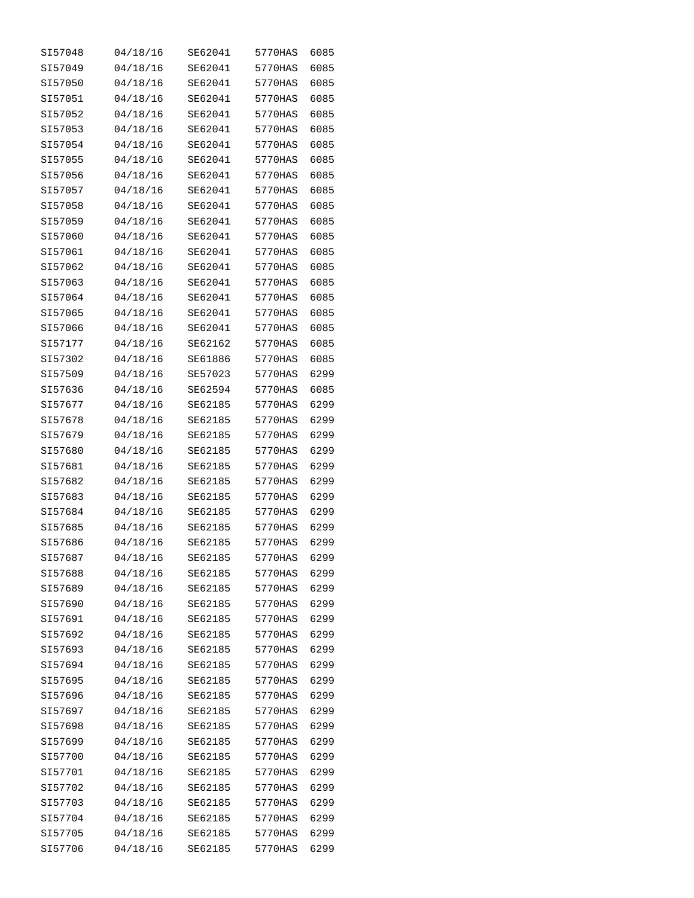| | | | | |
|---|---|---|---|---|
| SI57048 | 04/18/16 | SE62041 | 5770HAS | 6085 |
| SI57049 | 04/18/16 | SE62041 | 5770HAS | 6085 |
| SI57050 | 04/18/16 | SE62041 | 5770HAS | 6085 |
| SI57051 | 04/18/16 | SE62041 | 5770HAS | 6085 |
| SI57052 | 04/18/16 | SE62041 | 5770HAS | 6085 |
| SI57053 | 04/18/16 | SE62041 | 5770HAS | 6085 |
| SI57054 | 04/18/16 | SE62041 | 5770HAS | 6085 |
| SI57055 | 04/18/16 | SE62041 | 5770HAS | 6085 |
| SI57056 | 04/18/16 | SE62041 | 5770HAS | 6085 |
| SI57057 | 04/18/16 | SE62041 | 5770HAS | 6085 |
| SI57058 | 04/18/16 | SE62041 | 5770HAS | 6085 |
| SI57059 | 04/18/16 | SE62041 | 5770HAS | 6085 |
| SI57060 | 04/18/16 | SE62041 | 5770HAS | 6085 |
| SI57061 | 04/18/16 | SE62041 | 5770HAS | 6085 |
| SI57062 | 04/18/16 | SE62041 | 5770HAS | 6085 |
| SI57063 | 04/18/16 | SE62041 | 5770HAS | 6085 |
| SI57064 | 04/18/16 | SE62041 | 5770HAS | 6085 |
| SI57065 | 04/18/16 | SE62041 | 5770HAS | 6085 |
| SI57066 | 04/18/16 | SE62041 | 5770HAS | 6085 |
| SI57177 | 04/18/16 | SE62162 | 5770HAS | 6085 |
| SI57302 | 04/18/16 | SE61886 | 5770HAS | 6085 |
| SI57509 | 04/18/16 | SE57023 | 5770HAS | 6299 |
| SI57636 | 04/18/16 | SE62594 | 5770HAS | 6085 |
| SI57677 | 04/18/16 | SE62185 | 5770HAS | 6299 |
| SI57678 | 04/18/16 | SE62185 | 5770HAS | 6299 |
| SI57679 | 04/18/16 | SE62185 | 5770HAS | 6299 |
| SI57680 | 04/18/16 | SE62185 | 5770HAS | 6299 |
| SI57681 | 04/18/16 | SE62185 | 5770HAS | 6299 |
| SI57682 | 04/18/16 | SE62185 | 5770HAS | 6299 |
| SI57683 | 04/18/16 | SE62185 | 5770HAS | 6299 |
| SI57684 | 04/18/16 | SE62185 | 5770HAS | 6299 |
| SI57685 | 04/18/16 | SE62185 | 5770HAS | 6299 |
| SI57686 | 04/18/16 | SE62185 | 5770HAS | 6299 |
| SI57687 | 04/18/16 | SE62185 | 5770HAS | 6299 |
| SI57688 | 04/18/16 | SE62185 | 5770HAS | 6299 |
| SI57689 | 04/18/16 | SE62185 | 5770HAS | 6299 |
| SI57690 | 04/18/16 | SE62185 | 5770HAS | 6299 |
| SI57691 | 04/18/16 | SE62185 | 5770HAS | 6299 |
| SI57692 | 04/18/16 | SE62185 | 5770HAS | 6299 |
| SI57693 | 04/18/16 | SE62185 | 5770HAS | 6299 |
| SI57694 | 04/18/16 | SE62185 | 5770HAS | 6299 |
| SI57695 | 04/18/16 | SE62185 | 5770HAS | 6299 |
| SI57696 | 04/18/16 | SE62185 | 5770HAS | 6299 |
| SI57697 | 04/18/16 | SE62185 | 5770HAS | 6299 |
| SI57698 | 04/18/16 | SE62185 | 5770HAS | 6299 |
| SI57699 | 04/18/16 | SE62185 | 5770HAS | 6299 |
| SI57700 | 04/18/16 | SE62185 | 5770HAS | 6299 |
| SI57701 | 04/18/16 | SE62185 | 5770HAS | 6299 |
| SI57702 | 04/18/16 | SE62185 | 5770HAS | 6299 |
| SI57703 | 04/18/16 | SE62185 | 5770HAS | 6299 |
| SI57704 | 04/18/16 | SE62185 | 5770HAS | 6299 |
| SI57705 | 04/18/16 | SE62185 | 5770HAS | 6299 |
| SI57706 | 04/18/16 | SE62185 | 5770HAS | 6299 |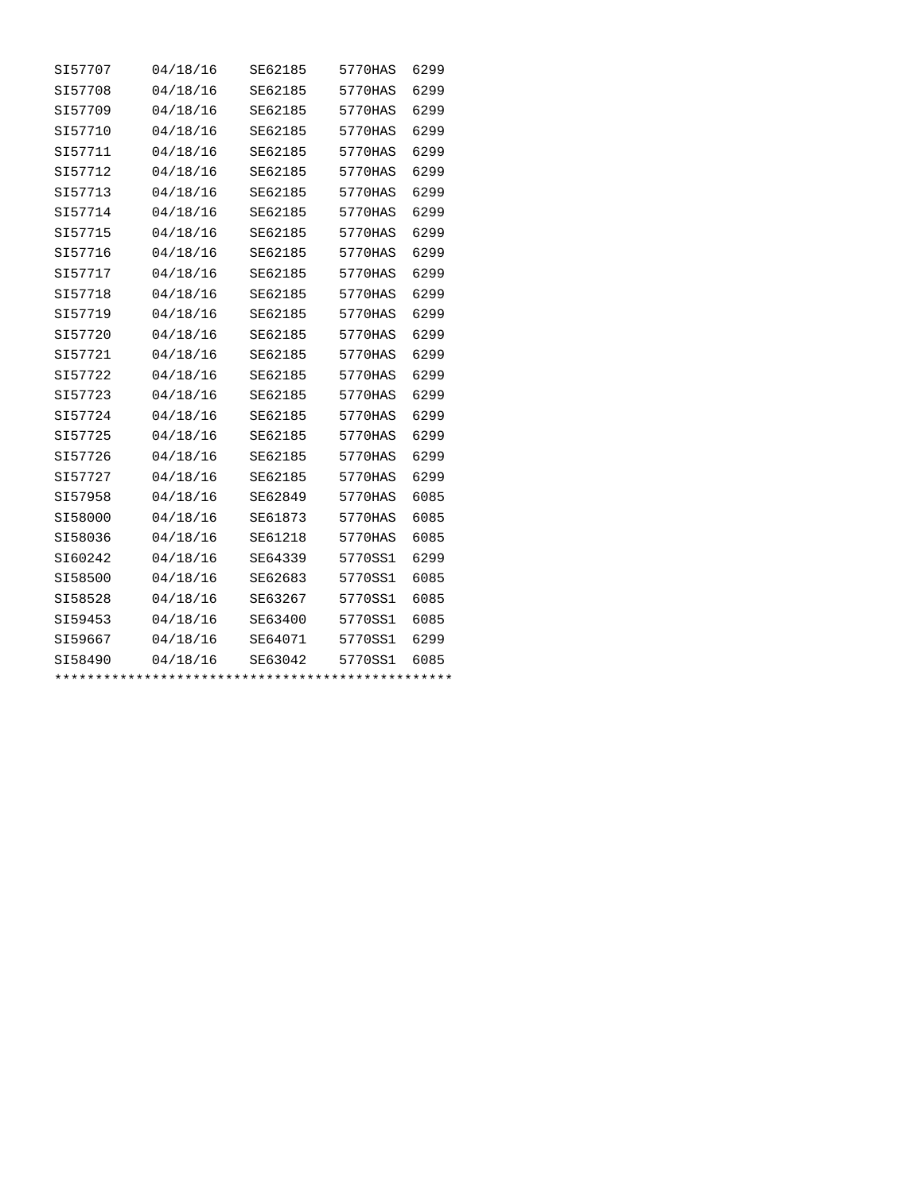| | | | | |
|---|---|---|---|---|
| SI57707 | 04/18/16 | SE62185 | 5770HAS | 6299 |
| SI57708 | 04/18/16 | SE62185 | 5770HAS | 6299 |
| SI57709 | 04/18/16 | SE62185 | 5770HAS | 6299 |
| SI57710 | 04/18/16 | SE62185 | 5770HAS | 6299 |
| SI57711 | 04/18/16 | SE62185 | 5770HAS | 6299 |
| SI57712 | 04/18/16 | SE62185 | 5770HAS | 6299 |
| SI57713 | 04/18/16 | SE62185 | 5770HAS | 6299 |
| SI57714 | 04/18/16 | SE62185 | 5770HAS | 6299 |
| SI57715 | 04/18/16 | SE62185 | 5770HAS | 6299 |
| SI57716 | 04/18/16 | SE62185 | 5770HAS | 6299 |
| SI57717 | 04/18/16 | SE62185 | 5770HAS | 6299 |
| SI57718 | 04/18/16 | SE62185 | 5770HAS | 6299 |
| SI57719 | 04/18/16 | SE62185 | 5770HAS | 6299 |
| SI57720 | 04/18/16 | SE62185 | 5770HAS | 6299 |
| SI57721 | 04/18/16 | SE62185 | 5770HAS | 6299 |
| SI57722 | 04/18/16 | SE62185 | 5770HAS | 6299 |
| SI57723 | 04/18/16 | SE62185 | 5770HAS | 6299 |
| SI57724 | 04/18/16 | SE62185 | 5770HAS | 6299 |
| SI57725 | 04/18/16 | SE62185 | 5770HAS | 6299 |
| SI57726 | 04/18/16 | SE62185 | 5770HAS | 6299 |
| SI57727 | 04/18/16 | SE62185 | 5770HAS | 6299 |
| SI57958 | 04/18/16 | SE62849 | 5770HAS | 6085 |
| SI58000 | 04/18/16 | SE61873 | 5770HAS | 6085 |
| SI58036 | 04/18/16 | SE61218 | 5770HAS | 6085 |
| SI60242 | 04/18/16 | SE64339 | 5770SS1 | 6299 |
| SI58500 | 04/18/16 | SE62683 | 5770SS1 | 6085 |
| SI58528 | 04/18/16 | SE63267 | 5770SS1 | 6085 |
| SI59453 | 04/18/16 | SE63400 | 5770SS1 | 6085 |
| SI59667 | 04/18/16 | SE64071 | 5770SS1 | 6299 |
| SI58490 | 04/18/16 | SE63042 | 5770SS1 | 6085 |

**************************************************